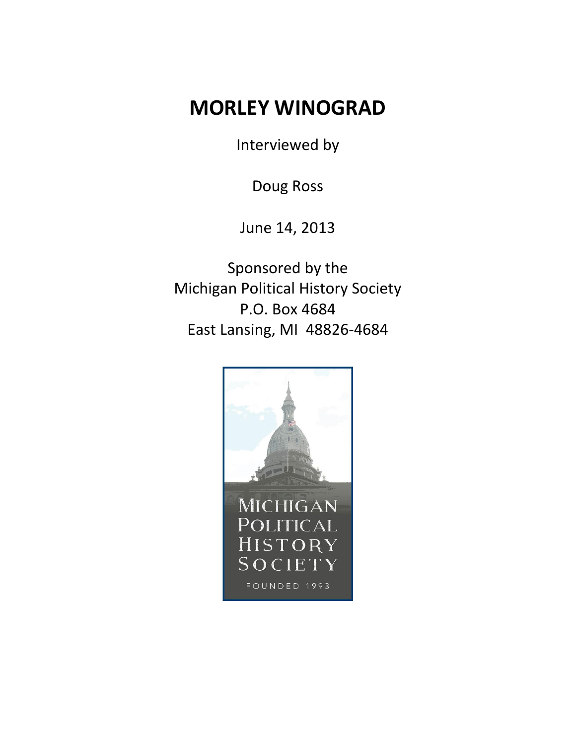# MORLEY WINOGRAD

Interviewed by

Doug Ross

June 14, 2013

Sponsored by the
Michigan Political History Society
P.O. Box 4684
East Lansing, MI 48826-4684

MICHIGAN
POLITICAL
HISTORY
SOCIETY

FOUNDED 1993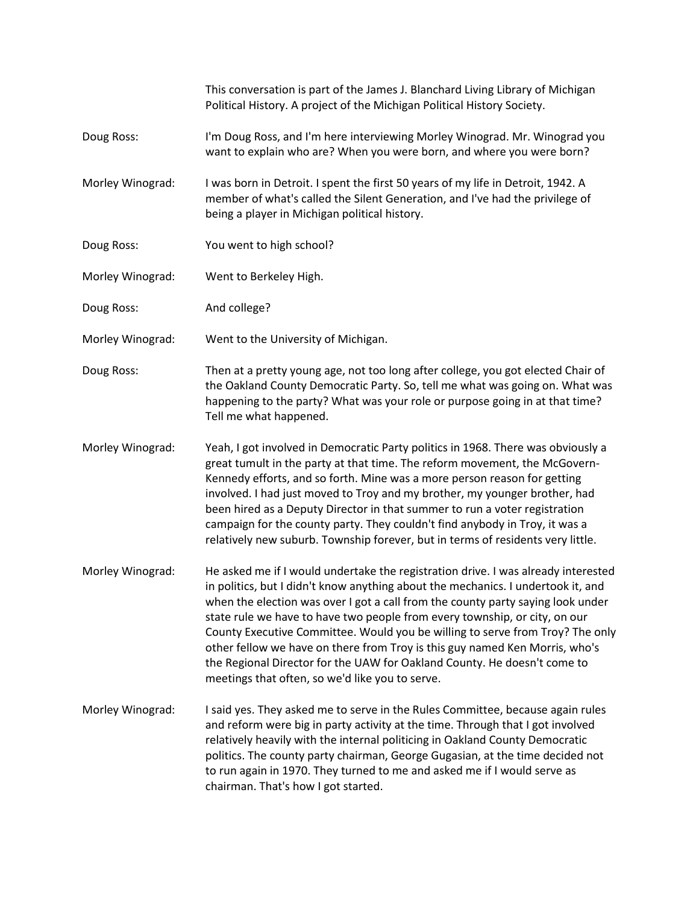This conversation is part of the James J. Blanchard Living Library of Michigan Political History. A project of the Michigan Political History Society.

**Doug Ross:** I'm Doug Ross, and I'm here interviewing Morley Winograd. Mr. Winograd you want to explain who are? When you were born, and where you were born?

**Morley Winograd:** I was born in Detroit. I spent the first 50 years of my life in Detroit, 1942. A member of what's called the Silent Generation, and I've had the privilege of being a player in Michigan political history.

**Doug Ross:** You went to high school?

**Morley Winograd:** Went to Berkeley High.

**Doug Ross:** And college?

**Morley Winograd:** Went to the University of Michigan.

**Doug Ross:** Then at a pretty young age, not too long after college, you got elected Chair of the Oakland County Democratic Party. So, tell me what was going on. What was happening to the party? What was your role or purpose going in at that time? Tell me what happened.

**Morley Winograd:** Yeah, I got involved in Democratic Party politics in 1968. There was obviously a great tumult in the party at that time. The reform movement, the McGovern-Kennedy efforts, and so forth. Mine was a more person reason for getting involved. I had just moved to Troy and my brother, my younger brother, had been hired as a Deputy Director in that summer to run a voter registration campaign for the county party. They couldn't find anybody in Troy, it was a relatively new suburb. Township forever, but in terms of residents very little.

**Morley Winograd:** He asked me if I would undertake the registration drive. I was already interested in politics, but I didn't know anything about the mechanics. I undertook it, and when the election was over I got a call from the county party saying look under state rule we have to have two people from every township, or city, on our County Executive Committee. Would you be willing to serve from Troy? The only other fellow we have on there from Troy is this guy named Ken Morris, who's the Regional Director for the UAW for Oakland County. He doesn't come to meetings that often, so we'd like you to serve.

**Morley Winograd:** I said yes. They asked me to serve in the Rules Committee, because again rules and reform were big in party activity at the time. Through that I got involved relatively heavily with the internal politicing in Oakland County Democratic politics. The county party chairman, George Gugasian, at the time decided not to run again in 1970. They turned to me and asked me if I would serve as chairman. That's how I got started.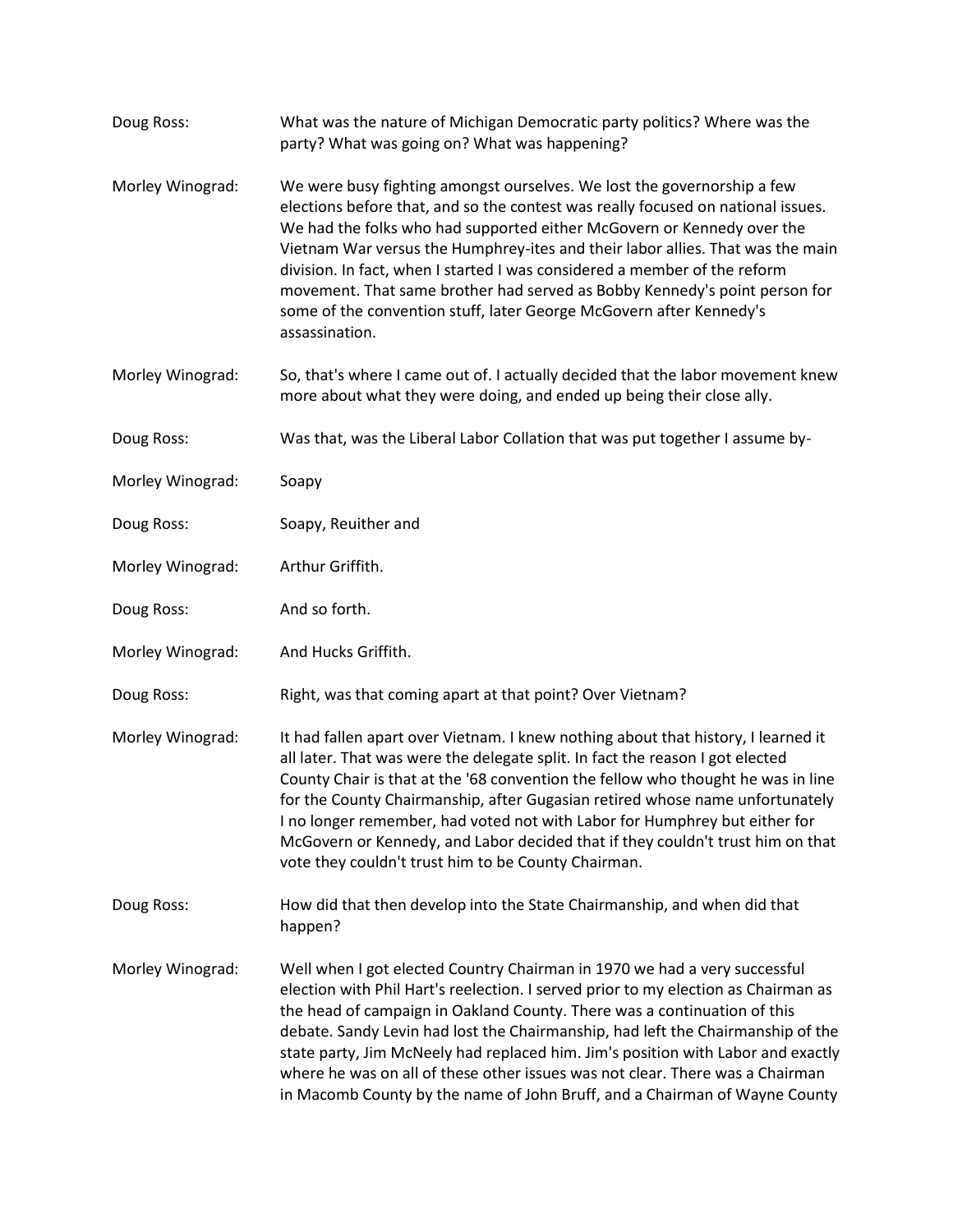Doug Ross: What was the nature of Michigan Democratic party politics? Where was the party? What was going on? What was happening?

Morley Winograd: We were busy fighting amongst ourselves. We lost the governorship a few elections before that, and so the contest was really focused on national issues. We had the folks who had supported either McGovern or Kennedy over the Vietnam War versus the Humphrey-ites and their labor allies. That was the main division. In fact, when I started I was considered a member of the reform movement. That same brother had served as Bobby Kennedy's point person for some of the convention stuff, later George McGovern after Kennedy's assassination.

Morley Winograd: So, that's where I came out of. I actually decided that the labor movement knew more about what they were doing, and ended up being their close ally.

Doug Ross: Was that, was the Liberal Labor Collation that was put together I assume by-

Morley Winograd: Soapy

Doug Ross: Soapy, Reuither and

Morley Winograd: Arthur Griffith.

Doug Ross: And so forth.

Morley Winograd: And Hucks Griffith.

Doug Ross: Right, was that coming apart at that point? Over Vietnam?

Morley Winograd: It had fallen apart over Vietnam. I knew nothing about that history, I learned it all later. That was were the delegate split. In fact the reason I got elected County Chair is that at the '68 convention the fellow who thought he was in line for the County Chairmanship, after Gugasian retired whose name unfortunately I no longer remember, had voted not with Labor for Humphrey but either for McGovern or Kennedy, and Labor decided that if they couldn't trust him on that vote they couldn't trust him to be County Chairman.

Doug Ross: How did that then develop into the State Chairmanship, and when did that happen?

Morley Winograd: Well when I got elected Country Chairman in 1970 we had a very successful election with Phil Hart's reelection. I served prior to my election as Chairman as the head of campaign in Oakland County. There was a continuation of this debate. Sandy Levin had lost the Chairmanship, had left the Chairmanship of the state party, Jim McNeely had replaced him. Jim's position with Labor and exactly where he was on all of these other issues was not clear. There was a Chairman in Macomb County by the name of John Bruff, and a Chairman of Wayne County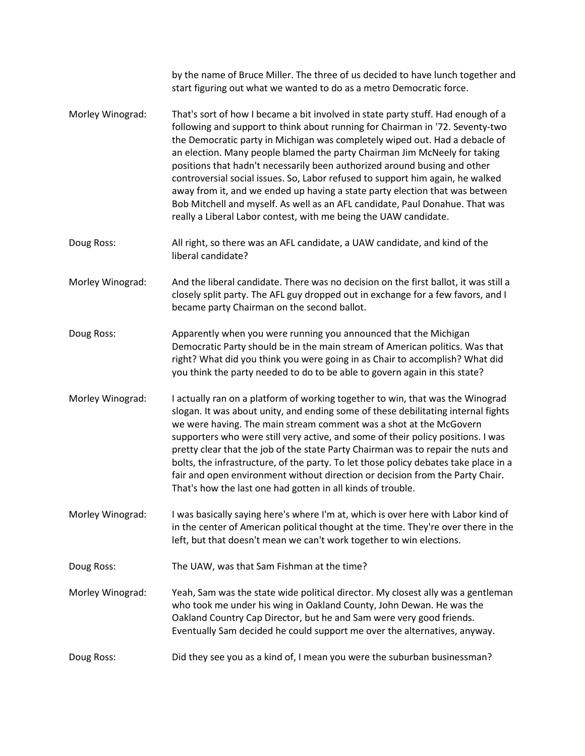by the name of Bruce Miller. The three of us decided to have lunch together and start figuring out what we wanted to do as a metro Democratic force.

Morley Winograd: That's sort of how I became a bit involved in state party stuff. Had enough of a following and support to think about running for Chairman in '72. Seventy-two the Democratic party in Michigan was completely wiped out. Had a debacle of an election. Many people blamed the party Chairman Jim McNeely for taking positions that hadn't necessarily been authorized around busing and other controversial social issues. So, Labor refused to support him again, he walked away from it, and we ended up having a state party election that was between Bob Mitchell and myself. As well as an AFL candidate, Paul Donahue. That was really a Liberal Labor contest, with me being the UAW candidate.

Doug Ross: All right, so there was an AFL candidate, a UAW candidate, and kind of the liberal candidate?

Morley Winograd: And the liberal candidate. There was no decision on the first ballot, it was still a closely split party. The AFL guy dropped out in exchange for a few favors, and I became party Chairman on the second ballot.

Doug Ross: Apparently when you were running you announced that the Michigan Democratic Party should be in the main stream of American politics. Was that right? What did you think you were going in as Chair to accomplish? What did you think the party needed to do to be able to govern again in this state?

Morley Winograd: I actually ran on a platform of working together to win, that was the Winograd slogan. It was about unity, and ending some of these debilitating internal fights we were having. The main stream comment was a shot at the McGovern supporters who were still very active, and some of their policy positions. I was pretty clear that the job of the state Party Chairman was to repair the nuts and bolts, the infrastructure, of the party. To let those policy debates take place in a fair and open environment without direction or decision from the Party Chair. That's how the last one had gotten in all kinds of trouble.

Morley Winograd: I was basically saying here's where I'm at, which is over here with Labor kind of in the center of American political thought at the time. They're over there in the left, but that doesn't mean we can't work together to win elections.

Doug Ross: The UAW, was that Sam Fishman at the time?

Morley Winograd: Yeah, Sam was the state wide political director. My closest ally was a gentleman who took me under his wing in Oakland County, John Dewan. He was the Oakland Country Cap Director, but he and Sam were very good friends. Eventually Sam decided he could support me over the alternatives, anyway.

Doug Ross: Did they see you as a kind of, I mean you were the suburban businessman?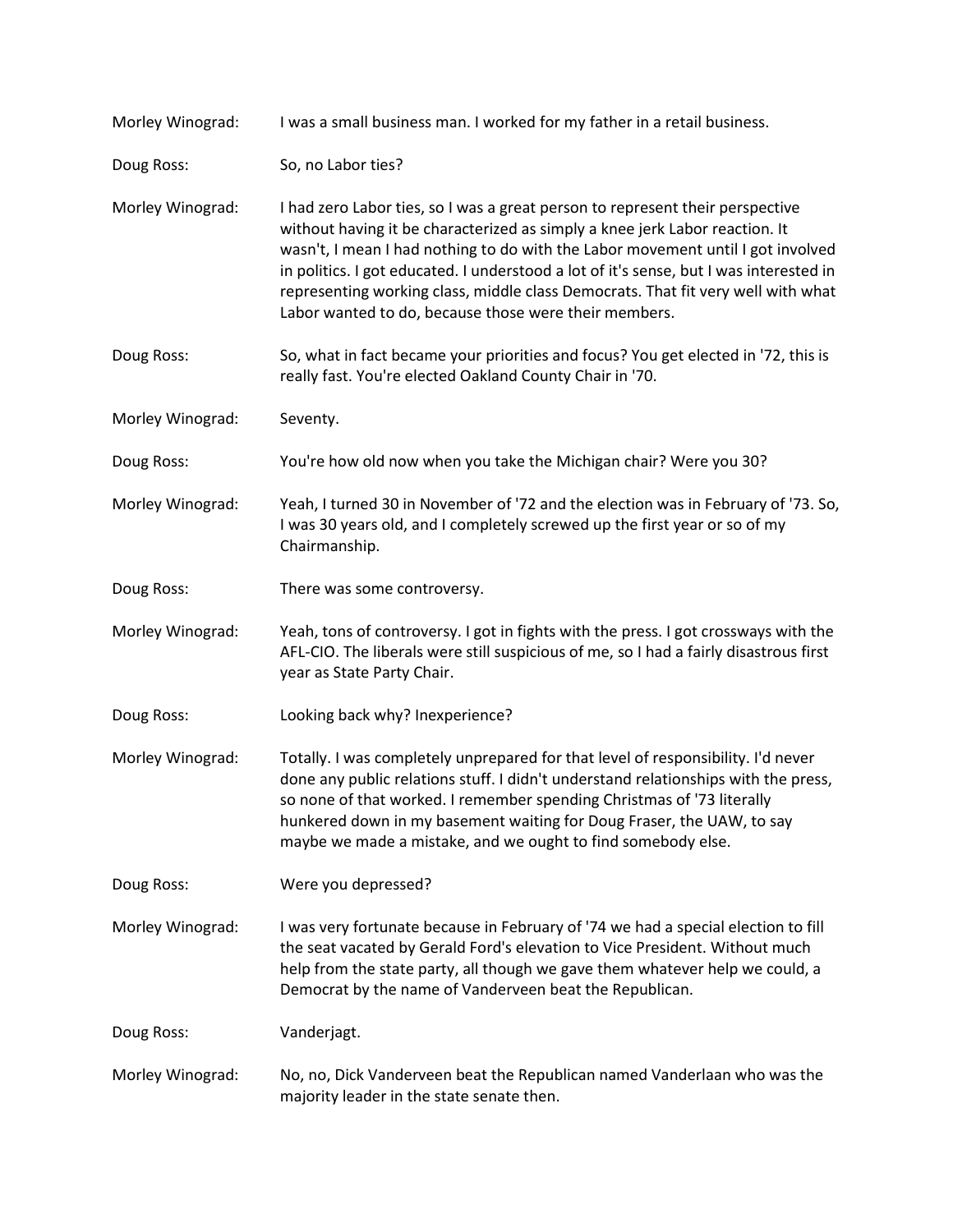Morley Winograd: I was a small business man. I worked for my father in a retail business.

Doug Ross: So, no Labor ties?

Morley Winograd: I had zero Labor ties, so I was a great person to represent their perspective without having it be characterized as simply a knee jerk Labor reaction. It wasn't, I mean I had nothing to do with the Labor movement until I got involved in politics. I got educated. I understood a lot of it's sense, but I was interested in representing working class, middle class Democrats. That fit very well with what Labor wanted to do, because those were their members.

Doug Ross: So, what in fact became your priorities and focus? You get elected in '72, this is really fast. You're elected Oakland County Chair in '70.

Morley Winograd: Seventy.

Doug Ross: You're how old now when you take the Michigan chair? Were you 30?

Morley Winograd: Yeah, I turned 30 in November of '72 and the election was in February of '73. So, I was 30 years old, and I completely screwed up the first year or so of my Chairmanship.

Doug Ross: There was some controversy.

Morley Winograd: Yeah, tons of controversy. I got in fights with the press. I got crossways with the AFL-CIO. The liberals were still suspicious of me, so I had a fairly disastrous first year as State Party Chair.

Doug Ross: Looking back why? Inexperience?

Morley Winograd: Totally. I was completely unprepared for that level of responsibility. I'd never done any public relations stuff. I didn't understand relationships with the press, so none of that worked. I remember spending Christmas of '73 literally hunkered down in my basement waiting for Doug Fraser, the UAW, to say maybe we made a mistake, and we ought to find somebody else.

Doug Ross: Were you depressed?

Morley Winograd: I was very fortunate because in February of '74 we had a special election to fill the seat vacated by Gerald Ford's elevation to Vice President. Without much help from the state party, all though we gave them whatever help we could, a Democrat by the name of Vanderveen beat the Republican.

Doug Ross: Vanderjagt.

Morley Winograd: No, no, Dick Vanderveen beat the Republican named Vanderlaan who was the majority leader in the state senate then.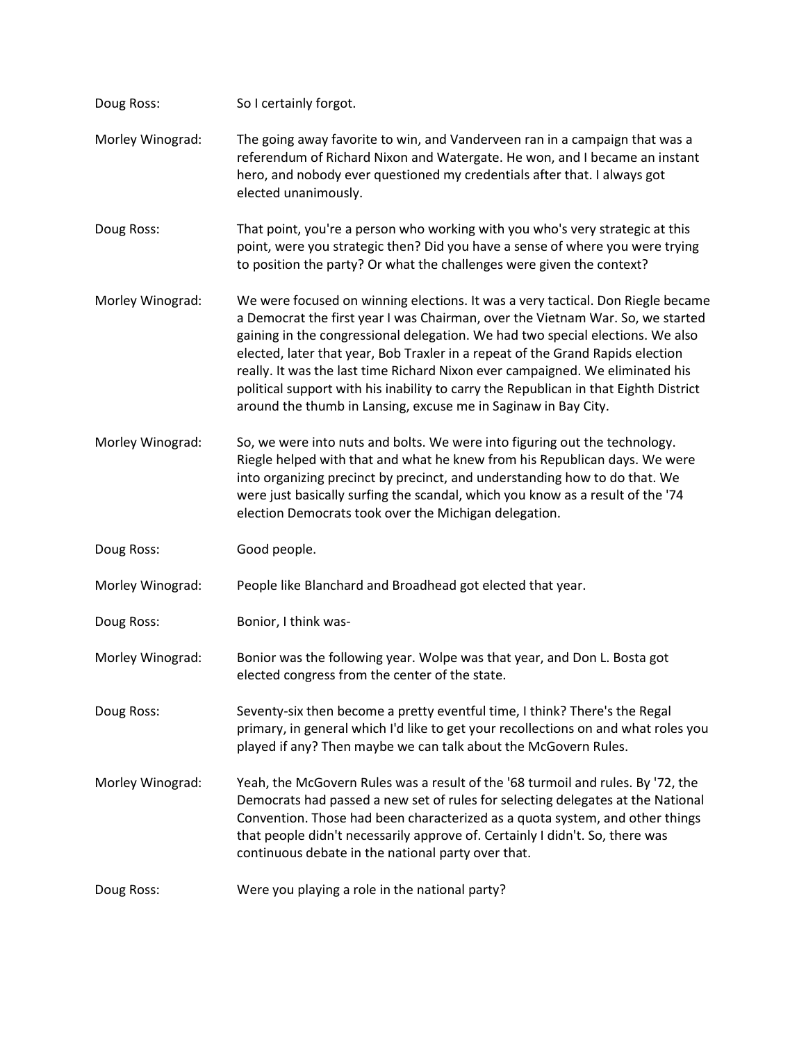Doug Ross: So I certainly forgot.

Morley Winograd: The going away favorite to win, and Vanderveen ran in a campaign that was a referendum of Richard Nixon and Watergate. He won, and I became an instant hero, and nobody ever questioned my credentials after that. I always got elected unanimously.

Doug Ross: That point, you're a person who working with you who's very strategic at this point, were you strategic then? Did you have a sense of where you were trying to position the party? Or what the challenges were given the context?

Morley Winograd: We were focused on winning elections. It was a very tactical. Don Riegle became a Democrat the first year I was Chairman, over the Vietnam War. So, we started gaining in the congressional delegation. We had two special elections. We also elected, later that year, Bob Traxler in a repeat of the Grand Rapids election really. It was the last time Richard Nixon ever campaigned. We eliminated his political support with his inability to carry the Republican in that Eighth District around the thumb in Lansing, excuse me in Saginaw in Bay City.

Morley Winograd: So, we were into nuts and bolts. We were into figuring out the technology. Riegle helped with that and what he knew from his Republican days. We were into organizing precinct by precinct, and understanding how to do that. We were just basically surfing the scandal, which you know as a result of the '74 election Democrats took over the Michigan delegation.

Doug Ross: Good people.

Morley Winograd: People like Blanchard and Broadhead got elected that year.

Doug Ross: Bonior, I think was-

Morley Winograd: Bonior was the following year. Wolpe was that year, and Don L. Bosta got elected congress from the center of the state.

Doug Ross: Seventy-six then become a pretty eventful time, I think? There's the Regal primary, in general which I'd like to get your recollections on and what roles you played if any? Then maybe we can talk about the McGovern Rules.

Morley Winograd: Yeah, the McGovern Rules was a result of the '68 turmoil and rules. By '72, the Democrats had passed a new set of rules for selecting delegates at the National Convention. Those had been characterized as a quota system, and other things that people didn't necessarily approve of. Certainly I didn't. So, there was continuous debate in the national party over that.

Doug Ross: Were you playing a role in the national party?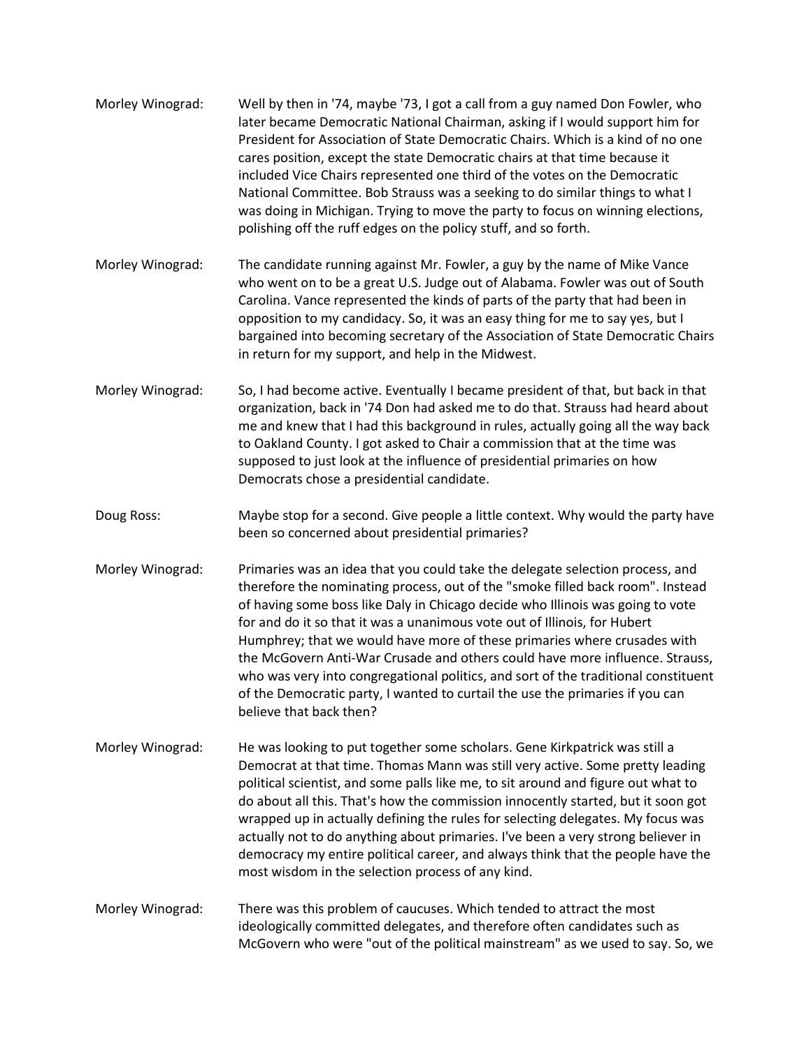Morley Winograd: Well by then in '74, maybe '73, I got a call from a guy named Don Fowler, who later became Democratic National Chairman, asking if I would support him for President for Association of State Democratic Chairs. Which is a kind of no one cares position, except the state Democratic chairs at that time because it included Vice Chairs represented one third of the votes on the Democratic National Committee. Bob Strauss was a seeking to do similar things to what I was doing in Michigan. Trying to move the party to focus on winning elections, polishing off the ruff edges on the policy stuff, and so forth.

Morley Winograd: The candidate running against Mr. Fowler, a guy by the name of Mike Vance who went on to be a great U.S. Judge out of Alabama. Fowler was out of South Carolina. Vance represented the kinds of parts of the party that had been in opposition to my candidacy. So, it was an easy thing for me to say yes, but I bargained into becoming secretary of the Association of State Democratic Chairs in return for my support, and help in the Midwest.

Morley Winograd: So, I had become active. Eventually I became president of that, but back in that organization, back in '74 Don had asked me to do that. Strauss had heard about me and knew that I had this background in rules, actually going all the way back to Oakland County. I got asked to Chair a commission that at the time was supposed to just look at the influence of presidential primaries on how Democrats chose a presidential candidate.

Doug Ross: Maybe stop for a second. Give people a little context. Why would the party have been so concerned about presidential primaries?

Morley Winograd: Primaries was an idea that you could take the delegate selection process, and therefore the nominating process, out of the "smoke filled back room". Instead of having some boss like Daly in Chicago decide who Illinois was going to vote for and do it so that it was a unanimous vote out of Illinois, for Hubert Humphrey; that we would have more of these primaries where crusades with the McGovern Anti-War Crusade and others could have more influence. Strauss, who was very into congregational politics, and sort of the traditional constituent of the Democratic party, I wanted to curtail the use the primaries if you can believe that back then?

Morley Winograd: He was looking to put together some scholars. Gene Kirkpatrick was still a Democrat at that time. Thomas Mann was still very active. Some pretty leading political scientist, and some palls like me, to sit around and figure out what to do about all this. That's how the commission innocently started, but it soon got wrapped up in actually defining the rules for selecting delegates. My focus was actually not to do anything about primaries. I've been a very strong believer in democracy my entire political career, and always think that the people have the most wisdom in the selection process of any kind.

Morley Winograd: There was this problem of caucuses. Which tended to attract the most ideologically committed delegates, and therefore often candidates such as McGovern who were "out of the political mainstream" as we used to say. So, we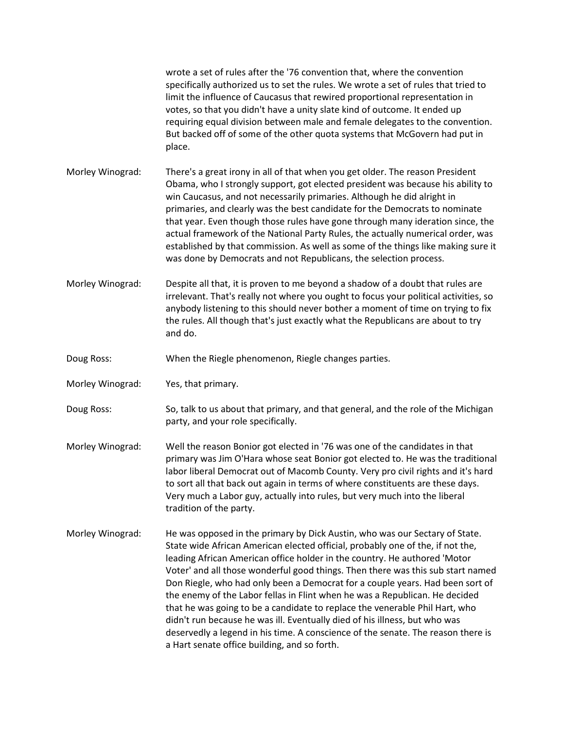wrote a set of rules after the '76 convention that, where the convention specifically authorized us to set the rules. We wrote a set of rules that tried to limit the influence of Caucasus that rewired proportional representation in votes, so that you didn't have a unity slate kind of outcome. It ended up requiring equal division between male and female delegates to the convention. But backed off of some of the other quota systems that McGovern had put in place.

Morley Winograd: There's a great irony in all of that when you get older. The reason President Obama, who I strongly support, got elected president was because his ability to win Caucasus, and not necessarily primaries. Although he did alright in primaries, and clearly was the best candidate for the Democrats to nominate that year. Even though those rules have gone through many ideration since, the actual framework of the National Party Rules, the actually numerical order, was established by that commission. As well as some of the things like making sure it was done by Democrats and not Republicans, the selection process.

Morley Winograd: Despite all that, it is proven to me beyond a shadow of a doubt that rules are irrelevant. That's really not where you ought to focus your political activities, so anybody listening to this should never bother a moment of time on trying to fix the rules. All though that's just exactly what the Republicans are about to try and do.

Doug Ross: When the Riegle phenomenon, Riegle changes parties.

Morley Winograd: Yes, that primary.

Doug Ross: So, talk to us about that primary, and that general, and the role of the Michigan party, and your role specifically.

Morley Winograd: Well the reason Bonior got elected in '76 was one of the candidates in that primary was Jim O'Hara whose seat Bonior got elected to. He was the traditional labor liberal Democrat out of Macomb County. Very pro civil rights and it's hard to sort all that back out again in terms of where constituents are these days. Very much a Labor guy, actually into rules, but very much into the liberal tradition of the party.

Morley Winograd: He was opposed in the primary by Dick Austin, who was our Sectary of State. State wide African American elected official, probably one of the, if not the, leading African American office holder in the country. He authored 'Motor Voter' and all those wonderful good things. Then there was this sub start named Don Riegle, who had only been a Democrat for a couple years. Had been sort of the enemy of the Labor fellas in Flint when he was a Republican. He decided that he was going to be a candidate to replace the venerable Phil Hart, who didn't run because he was ill. Eventually died of his illness, but who was deservedly a legend in his time. A conscience of the senate. The reason there is a Hart senate office building, and so forth.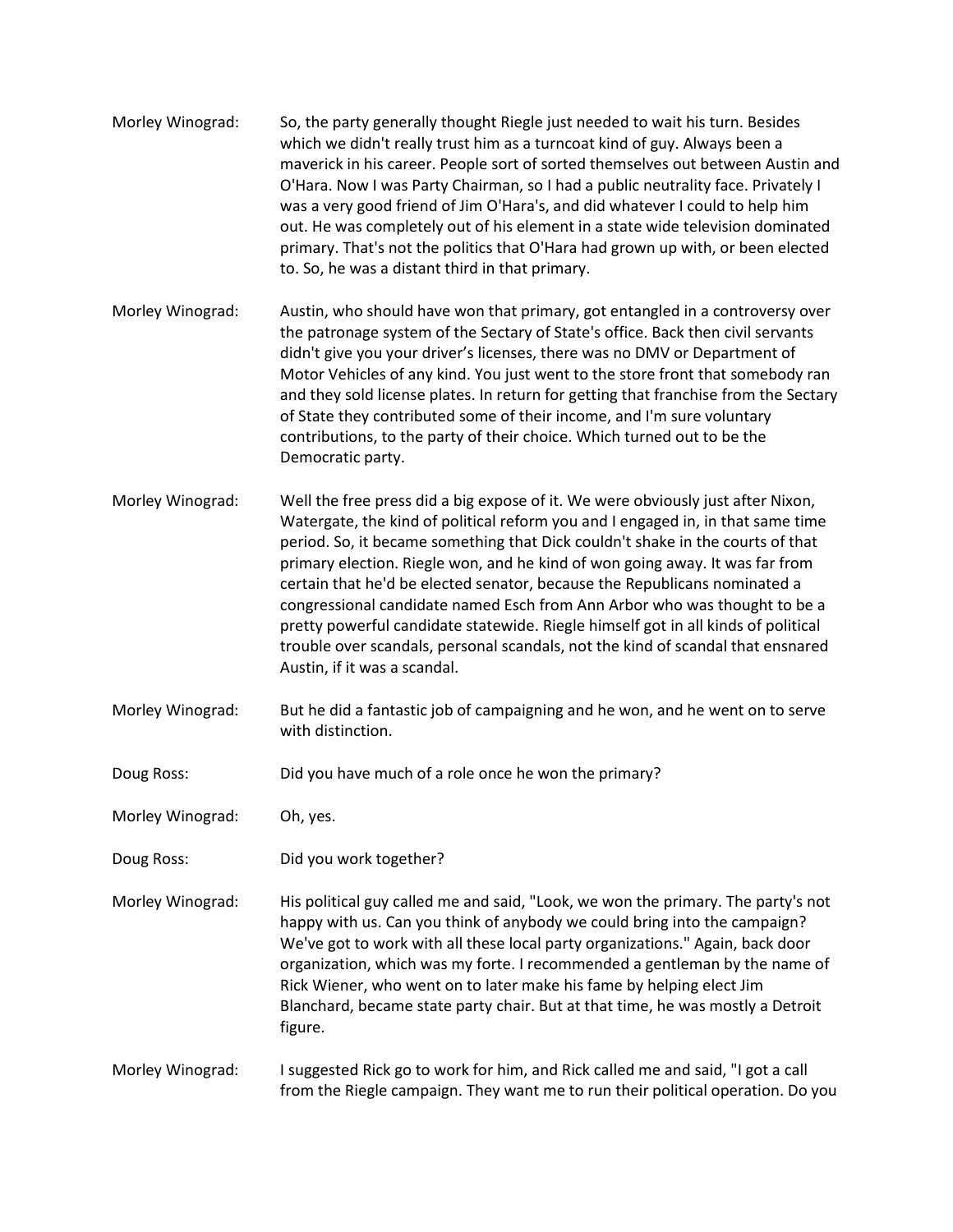Morley Winograd: So, the party generally thought Riegle just needed to wait his turn. Besides which we didn't really trust him as a turncoat kind of guy. Always been a maverick in his career. People sort of sorted themselves out between Austin and O'Hara. Now I was Party Chairman, so I had a public neutrality face. Privately I was a very good friend of Jim O'Hara's, and did whatever I could to help him out. He was completely out of his element in a state wide television dominated primary. That's not the politics that O'Hara had grown up with, or been elected to. So, he was a distant third in that primary.

Morley Winograd: Austin, who should have won that primary, got entangled in a controversy over the patronage system of the Sectary of State's office. Back then civil servants didn't give you your driver's licenses, there was no DMV or Department of Motor Vehicles of any kind. You just went to the store front that somebody ran and they sold license plates. In return for getting that franchise from the Sectary of State they contributed some of their income, and I'm sure voluntary contributions, to the party of their choice. Which turned out to be the Democratic party.

Morley Winograd: Well the free press did a big expose of it. We were obviously just after Nixon, Watergate, the kind of political reform you and I engaged in, in that same time period. So, it became something that Dick couldn't shake in the courts of that primary election. Riegle won, and he kind of won going away. It was far from certain that he'd be elected senator, because the Republicans nominated a congressional candidate named Esch from Ann Arbor who was thought to be a pretty powerful candidate statewide. Riegle himself got in all kinds of political trouble over scandals, personal scandals, not the kind of scandal that ensnared Austin, if it was a scandal.

Morley Winograd: But he did a fantastic job of campaigning and he won, and he went on to serve with distinction.

Doug Ross: Did you have much of a role once he won the primary?

Morley Winograd: Oh, yes.

Doug Ross: Did you work together?

Morley Winograd: His political guy called me and said, "Look, we won the primary. The party's not happy with us. Can you think of anybody we could bring into the campaign? We've got to work with all these local party organizations." Again, back door organization, which was my forte. I recommended a gentleman by the name of Rick Wiener, who went on to later make his fame by helping elect Jim Blanchard, became state party chair. But at that time, he was mostly a Detroit figure.

Morley Winograd: I suggested Rick go to work for him, and Rick called me and said, "I got a call from the Riegle campaign. They want me to run their political operation. Do you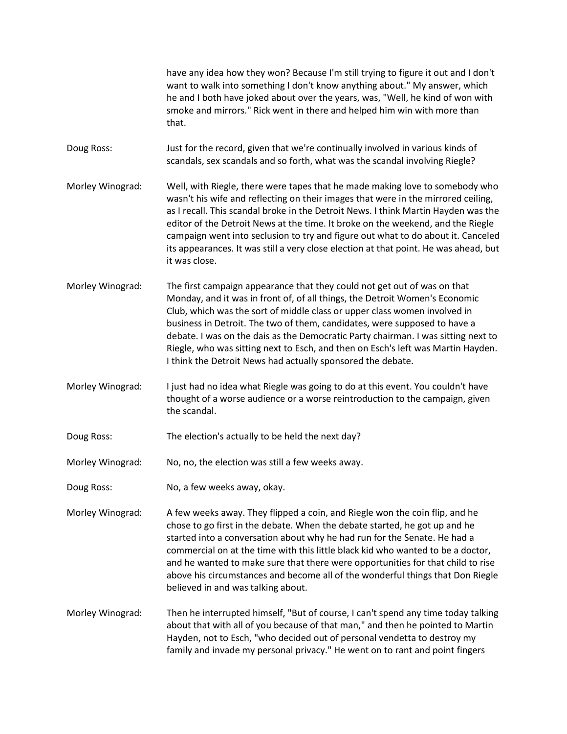have any idea how they won? Because I'm still trying to figure it out and I don't want to walk into something I don't know anything about." My answer, which he and I both have joked about over the years, was, "Well, he kind of won with smoke and mirrors." Rick went in there and helped him win with more than that.

**Doug Ross:** Just for the record, given that we're continually involved in various kinds of scandals, sex scandals and so forth, what was the scandal involving Riegle?

**Morley Winograd:** Well, with Riegle, there were tapes that he made making love to somebody who wasn't his wife and reflecting on their images that were in the mirrored ceiling, as I recall. This scandal broke in the Detroit News. I think Martin Hayden was the editor of the Detroit News at the time. It broke on the weekend, and the Riegle campaign went into seclusion to try and figure out what to do about it. Canceled its appearances. It was still a very close election at that point. He was ahead, but it was close.

**Morley Winograd:** The first campaign appearance that they could not get out of was on that Monday, and it was in front of, of all things, the Detroit Women's Economic Club, which was the sort of middle class or upper class women involved in business in Detroit. The two of them, candidates, were supposed to have a debate. I was on the dais as the Democratic Party chairman. I was sitting next to Riegle, who was sitting next to Esch, and then on Esch's left was Martin Hayden. I think the Detroit News had actually sponsored the debate.

**Morley Winograd:** I just had no idea what Riegle was going to do at this event. You couldn't have thought of a worse audience or a worse reintroduction to the campaign, given the scandal.

**Doug Ross:** The election's actually to be held the next day?

**Morley Winograd:** No, no, the election was still a few weeks away.

**Doug Ross:** No, a few weeks away, okay.

**Morley Winograd:** A few weeks away. They flipped a coin, and Riegle won the coin flip, and he chose to go first in the debate. When the debate started, he got up and he started into a conversation about why he had run for the Senate. He had a commercial on at the time with this little black kid who wanted to be a doctor, and he wanted to make sure that there were opportunities for that child to rise above his circumstances and become all of the wonderful things that Don Riegle believed in and was talking about.

**Morley Winograd:** Then he interrupted himself, "But of course, I can't spend any time today talking about that with all of you because of that man," and then he pointed to Martin Hayden, not to Esch, "who decided out of personal vendetta to destroy my family and invade my personal privacy." He went on to rant and point fingers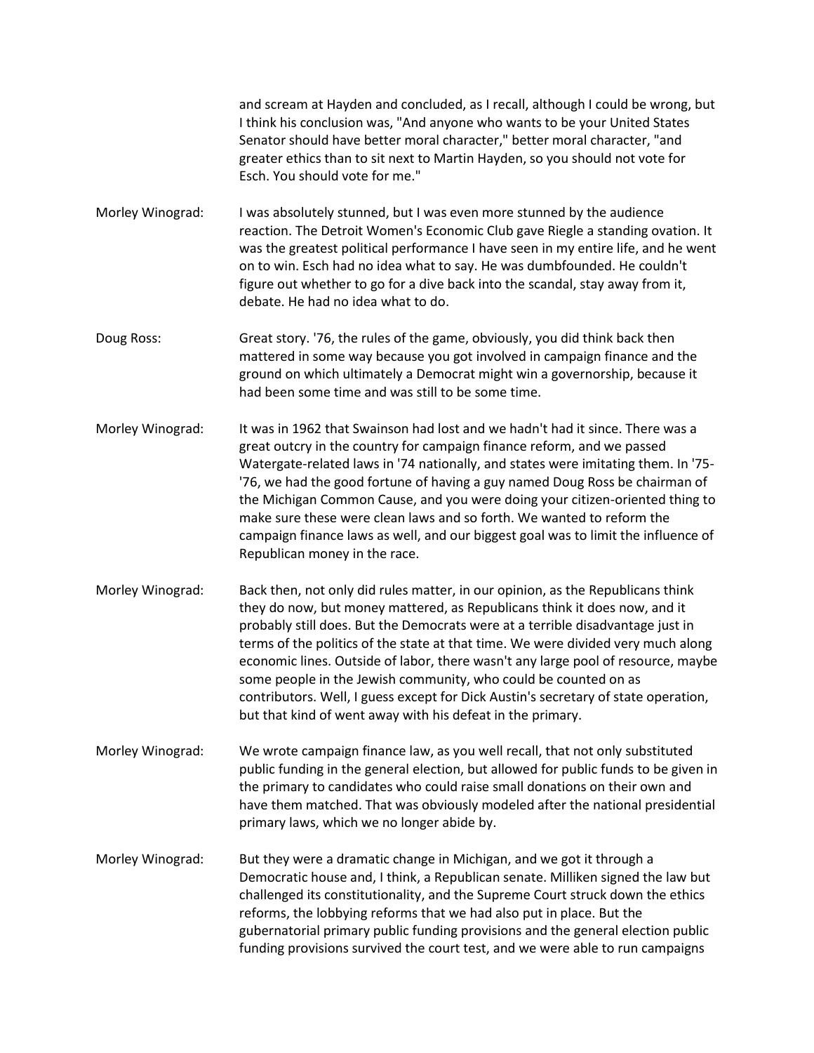and scream at Hayden and concluded, as I recall, although I could be wrong, but I think his conclusion was, "And anyone who wants to be your United States Senator should have better moral character," better moral character, "and greater ethics than to sit next to Martin Hayden, so you should not vote for Esch. You should vote for me."

**Morley Winograd:** I was absolutely stunned, but I was even more stunned by the audience reaction. The Detroit Women's Economic Club gave Riegle a standing ovation. It was the greatest political performance I have seen in my entire life, and he went on to win. Esch had no idea what to say. He was dumbfounded. He couldn't figure out whether to go for a dive back into the scandal, stay away from it, debate. He had no idea what to do.

**Doug Ross:** Great story. '76, the rules of the game, obviously, you did think back then mattered in some way because you got involved in campaign finance and the ground on which ultimately a Democrat might win a governorship, because it had been some time and was still to be some time.

**Morley Winograd:** It was in 1962 that Swainson had lost and we hadn't had it since. There was a great outcry in the country for campaign finance reform, and we passed Watergate-related laws in '74 nationally, and states were imitating them. In '75-'76, we had the good fortune of having a guy named Doug Ross be chairman of the Michigan Common Cause, and you were doing your citizen-oriented thing to make sure these were clean laws and so forth. We wanted to reform the campaign finance laws as well, and our biggest goal was to limit the influence of Republican money in the race.

**Morley Winograd:** Back then, not only did rules matter, in our opinion, as the Republicans think they do now, but money mattered, as Republicans think it does now, and it probably still does. But the Democrats were at a terrible disadvantage just in terms of the politics of the state at that time. We were divided very much along economic lines. Outside of labor, there wasn't any large pool of resource, maybe some people in the Jewish community, who could be counted on as contributors. Well, I guess except for Dick Austin's secretary of state operation, but that kind of went away with his defeat in the primary.

**Morley Winograd:** We wrote campaign finance law, as you well recall, that not only substituted public funding in the general election, but allowed for public funds to be given in the primary to candidates who could raise small donations on their own and have them matched. That was obviously modeled after the national presidential primary laws, which we no longer abide by.

**Morley Winograd:** But they were a dramatic change in Michigan, and we got it through a Democratic house and, I think, a Republican senate. Milliken signed the law but challenged its constitutionality, and the Supreme Court struck down the ethics reforms, the lobbying reforms that we had also put in place. But the gubernatorial primary public funding provisions and the general election public funding provisions survived the court test, and we were able to run campaigns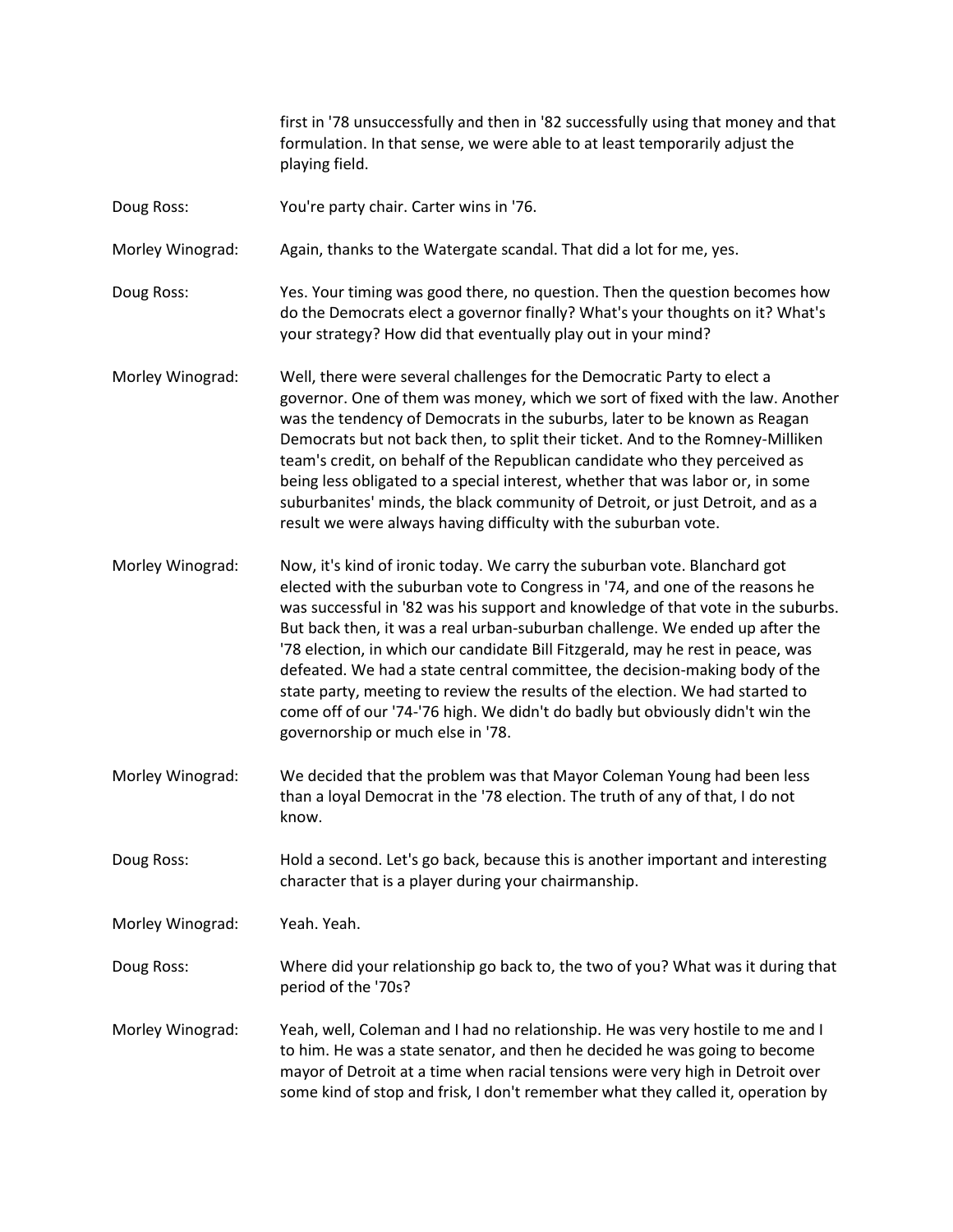first in '78 unsuccessfully and then in '82 successfully using that money and that formulation. In that sense, we were able to at least temporarily adjust the playing field.

Doug Ross: You're party chair. Carter wins in '76.

Morley Winograd: Again, thanks to the Watergate scandal. That did a lot for me, yes.

Doug Ross: Yes. Your timing was good there, no question. Then the question becomes how do the Democrats elect a governor finally? What's your thoughts on it? What's your strategy? How did that eventually play out in your mind?

Morley Winograd: Well, there were several challenges for the Democratic Party to elect a governor. One of them was money, which we sort of fixed with the law. Another was the tendency of Democrats in the suburbs, later to be known as Reagan Democrats but not back then, to split their ticket. And to the Romney-Milliken team's credit, on behalf of the Republican candidate who they perceived as being less obligated to a special interest, whether that was labor or, in some suburbanites' minds, the black community of Detroit, or just Detroit, and as a result we were always having difficulty with the suburban vote.

Morley Winograd: Now, it's kind of ironic today. We carry the suburban vote. Blanchard got elected with the suburban vote to Congress in '74, and one of the reasons he was successful in '82 was his support and knowledge of that vote in the suburbs. But back then, it was a real urban-suburban challenge. We ended up after the '78 election, in which our candidate Bill Fitzgerald, may he rest in peace, was defeated. We had a state central committee, the decision-making body of the state party, meeting to review the results of the election. We had started to come off of our '74-'76 high. We didn't do badly but obviously didn't win the governorship or much else in '78.

Morley Winograd: We decided that the problem was that Mayor Coleman Young had been less than a loyal Democrat in the '78 election. The truth of any of that, I do not know.

Doug Ross: Hold a second. Let's go back, because this is another important and interesting character that is a player during your chairmanship.

Morley Winograd: Yeah. Yeah.

Doug Ross: Where did your relationship go back to, the two of you? What was it during that period of the '70s?

Morley Winograd: Yeah, well, Coleman and I had no relationship. He was very hostile to me and I to him. He was a state senator, and then he decided he was going to become mayor of Detroit at a time when racial tensions were very high in Detroit over some kind of stop and frisk, I don't remember what they called it, operation by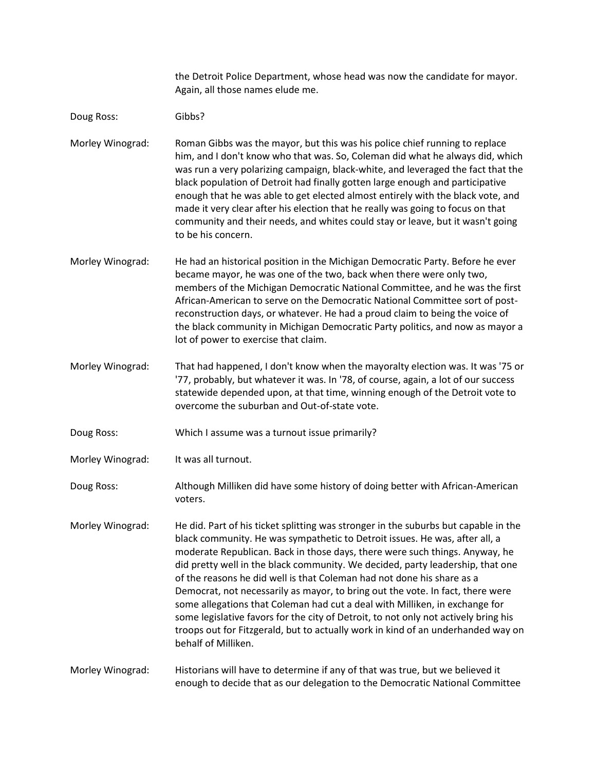the Detroit Police Department, whose head was now the candidate for mayor. Again, all those names elude me.

Doug Ross: Gibbs?

Morley Winograd: Roman Gibbs was the mayor, but this was his police chief running to replace him, and I don't know who that was. So, Coleman did what he always did, which was run a very polarizing campaign, black-white, and leveraged the fact that the black population of Detroit had finally gotten large enough and participative enough that he was able to get elected almost entirely with the black vote, and made it very clear after his election that he really was going to focus on that community and their needs, and whites could stay or leave, but it wasn't going to be his concern.

Morley Winograd: He had an historical position in the Michigan Democratic Party. Before he ever became mayor, he was one of the two, back when there were only two, members of the Michigan Democratic National Committee, and he was the first African-American to serve on the Democratic National Committee sort of post-reconstruction days, or whatever. He had a proud claim to being the voice of the black community in Michigan Democratic Party politics, and now as mayor a lot of power to exercise that claim.

Morley Winograd: That had happened, I don't know when the mayoralty election was. It was '75 or '77, probably, but whatever it was. In '78, of course, again, a lot of our success statewide depended upon, at that time, winning enough of the Detroit vote to overcome the suburban and Out-of-state vote.

Doug Ross: Which I assume was a turnout issue primarily?

Morley Winograd: It was all turnout.

Doug Ross: Although Milliken did have some history of doing better with African-American voters.

Morley Winograd: He did. Part of his ticket splitting was stronger in the suburbs but capable in the black community. He was sympathetic to Detroit issues. He was, after all, a moderate Republican. Back in those days, there were such things. Anyway, he did pretty well in the black community. We decided, party leadership, that one of the reasons he did well is that Coleman had not done his share as a Democrat, not necessarily as mayor, to bring out the vote. In fact, there were some allegations that Coleman had cut a deal with Milliken, in exchange for some legislative favors for the city of Detroit, to not only not actively bring his troops out for Fitzgerald, but to actually work in kind of an underhanded way on behalf of Milliken.

Morley Winograd: Historians will have to determine if any of that was true, but we believed it enough to decide that as our delegation to the Democratic National Committee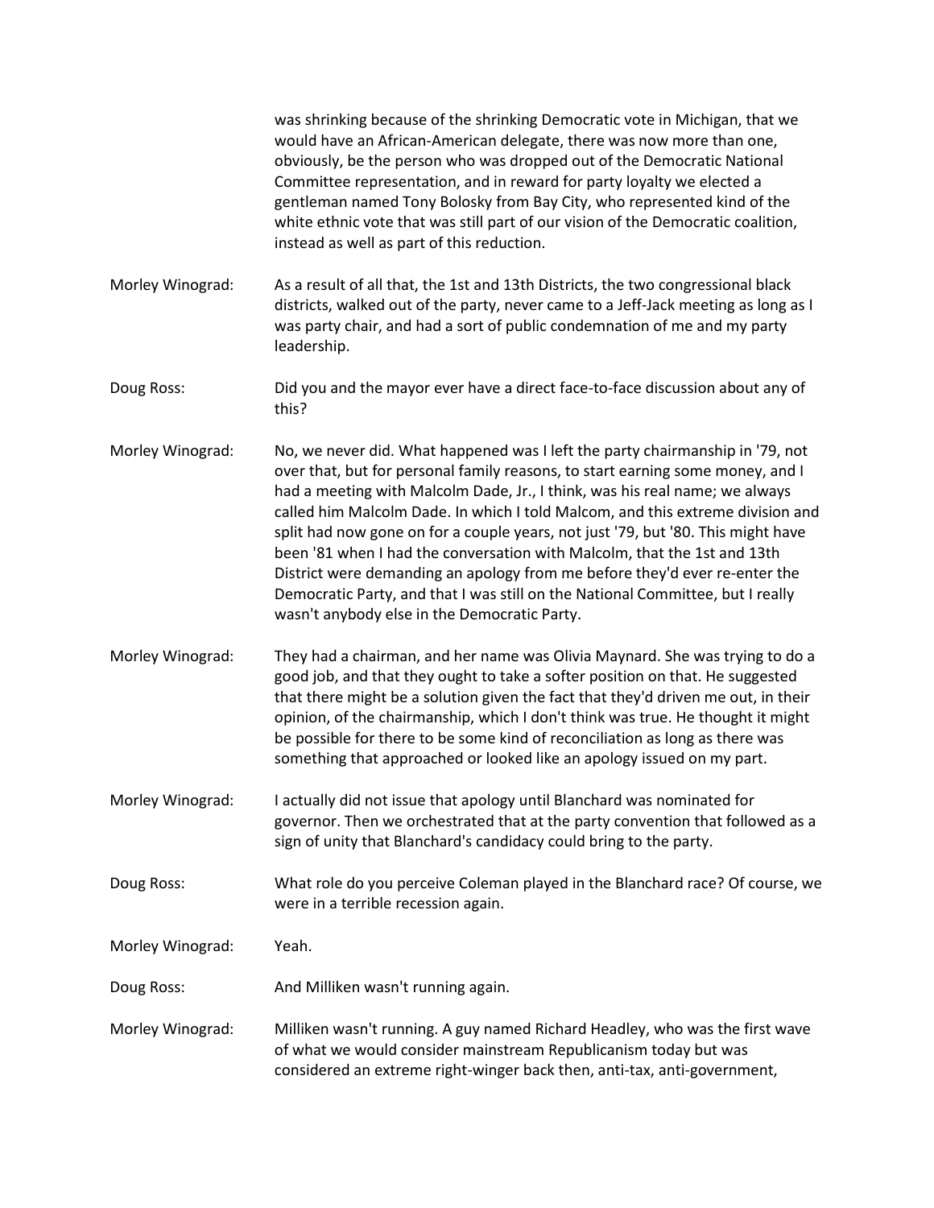was shrinking because of the shrinking Democratic vote in Michigan, that we would have an African-American delegate, there was now more than one, obviously, be the person who was dropped out of the Democratic National Committee representation, and in reward for party loyalty we elected a gentleman named Tony Bolosky from Bay City, who represented kind of the white ethnic vote that was still part of our vision of the Democratic coalition, instead as well as part of this reduction.

Morley Winograd: As a result of all that, the 1st and 13th Districts, the two congressional black districts, walked out of the party, never came to a Jeff-Jack meeting as long as I was party chair, and had a sort of public condemnation of me and my party leadership.

Doug Ross: Did you and the mayor ever have a direct face-to-face discussion about any of this?

Morley Winograd: No, we never did. What happened was I left the party chairmanship in '79, not over that, but for personal family reasons, to start earning some money, and I had a meeting with Malcolm Dade, Jr., I think, was his real name; we always called him Malcolm Dade. In which I told Malcom, and this extreme division and split had now gone on for a couple years, not just '79, but '80. This might have been '81 when I had the conversation with Malcolm, that the 1st and 13th District were demanding an apology from me before they'd ever re-enter the Democratic Party, and that I was still on the National Committee, but I really wasn't anybody else in the Democratic Party.

Morley Winograd: They had a chairman, and her name was Olivia Maynard. She was trying to do a good job, and that they ought to take a softer position on that. He suggested that there might be a solution given the fact that they'd driven me out, in their opinion, of the chairmanship, which I don't think was true. He thought it might be possible for there to be some kind of reconciliation as long as there was something that approached or looked like an apology issued on my part.

Morley Winograd: I actually did not issue that apology until Blanchard was nominated for governor. Then we orchestrated that at the party convention that followed as a sign of unity that Blanchard's candidacy could bring to the party.

Doug Ross: What role do you perceive Coleman played in the Blanchard race? Of course, we were in a terrible recession again.

Morley Winograd: Yeah.

Doug Ross: And Milliken wasn't running again.

Morley Winograd: Milliken wasn't running. A guy named Richard Headley, who was the first wave of what we would consider mainstream Republicanism today but was considered an extreme right-winger back then, anti-tax, anti-government,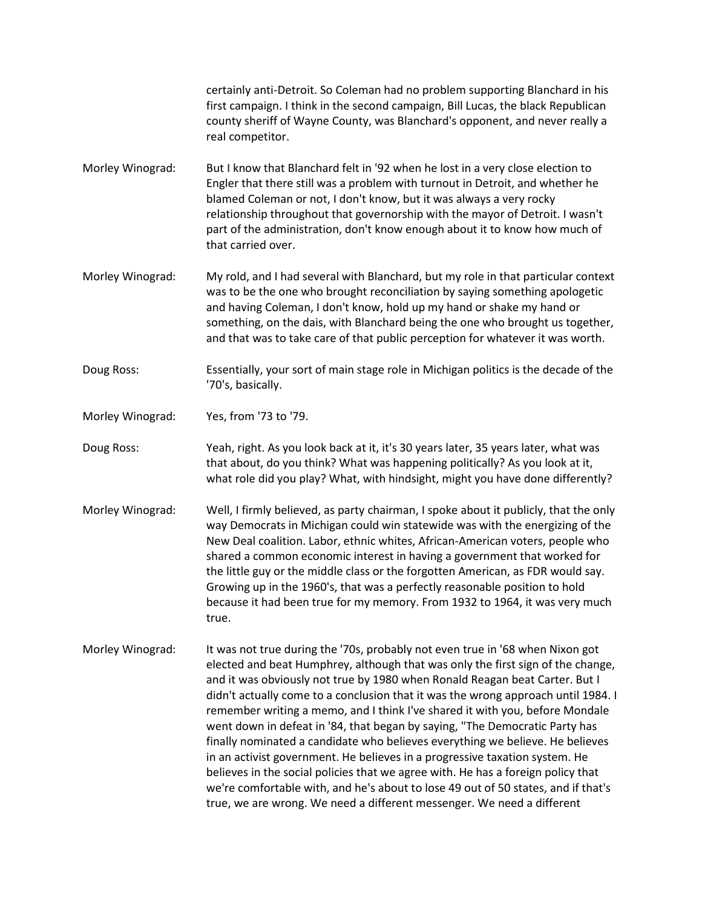certainly anti-Detroit. So Coleman had no problem supporting Blanchard in his first campaign. I think in the second campaign, Bill Lucas, the black Republican county sheriff of Wayne County, was Blanchard's opponent, and never really a real competitor.

Morley Winograd: But I know that Blanchard felt in '92 when he lost in a very close election to Engler that there still was a problem with turnout in Detroit, and whether he blamed Coleman or not, I don't know, but it was always a very rocky relationship throughout that governorship with the mayor of Detroit. I wasn't part of the administration, don't know enough about it to know how much of that carried over.

Morley Winograd: My rold, and I had several with Blanchard, but my role in that particular context was to be the one who brought reconciliation by saying something apologetic and having Coleman, I don't know, hold up my hand or shake my hand or something, on the dais, with Blanchard being the one who brought us together, and that was to take care of that public perception for whatever it was worth.

Doug Ross: Essentially, your sort of main stage role in Michigan politics is the decade of the '70's, basically.

Morley Winograd: Yes, from '73 to '79.

Doug Ross: Yeah, right. As you look back at it, it's 30 years later, 35 years later, what was that about, do you think? What was happening politically? As you look at it, what role did you play? What, with hindsight, might you have done differently?

Morley Winograd: Well, I firmly believed, as party chairman, I spoke about it publicly, that the only way Democrats in Michigan could win statewide was with the energizing of the New Deal coalition. Labor, ethnic whites, African-American voters, people who shared a common economic interest in having a government that worked for the little guy or the middle class or the forgotten American, as FDR would say. Growing up in the 1960's, that was a perfectly reasonable position to hold because it had been true for my memory. From 1932 to 1964, it was very much true.

Morley Winograd: It was not true during the '70s, probably not even true in '68 when Nixon got elected and beat Humphrey, although that was only the first sign of the change, and it was obviously not true by 1980 when Ronald Reagan beat Carter. But I didn't actually come to a conclusion that it was the wrong approach until 1984. I remember writing a memo, and I think I've shared it with you, before Mondale went down in defeat in '84, that began by saying, "The Democratic Party has finally nominated a candidate who believes everything we believe. He believes in an activist government. He believes in a progressive taxation system. He believes in the social policies that we agree with. He has a foreign policy that we're comfortable with, and he's about to lose 49 out of 50 states, and if that's true, we are wrong. We need a different messenger. We need a different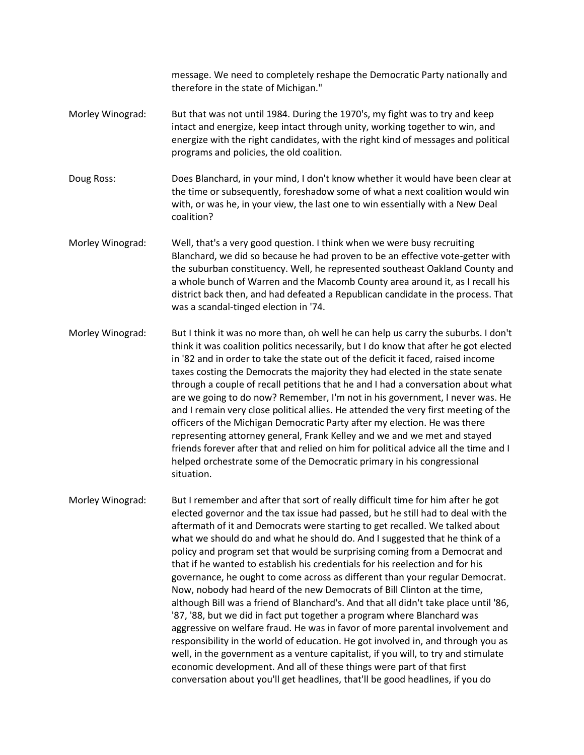message. We need to completely reshape the Democratic Party nationally and therefore in the state of Michigan."

Morley Winograd: But that was not until 1984. During the 1970's, my fight was to try and keep intact and energize, keep intact through unity, working together to win, and energize with the right candidates, with the right kind of messages and political programs and policies, the old coalition.

Doug Ross: Does Blanchard, in your mind, I don't know whether it would have been clear at the time or subsequently, foreshadow some of what a next coalition would win with, or was he, in your view, the last one to win essentially with a New Deal coalition?

Morley Winograd: Well, that's a very good question. I think when we were busy recruiting Blanchard, we did so because he had proven to be an effective vote-getter with the suburban constituency. Well, he represented southeast Oakland County and a whole bunch of Warren and the Macomb County area around it, as I recall his district back then, and had defeated a Republican candidate in the process. That was a scandal-tinged election in '74.

Morley Winograd: But I think it was no more than, oh well he can help us carry the suburbs. I don't think it was coalition politics necessarily, but I do know that after he got elected in '82 and in order to take the state out of the deficit it faced, raised income taxes costing the Democrats the majority they had elected in the state senate through a couple of recall petitions that he and I had a conversation about what are we going to do now? Remember, I'm not in his government, I never was. He and I remain very close political allies. He attended the very first meeting of the officers of the Michigan Democratic Party after my election. He was there representing attorney general, Frank Kelley and we and we met and stayed friends forever after that and relied on him for political advice all the time and I helped orchestrate some of the Democratic primary in his congressional situation.

Morley Winograd: But I remember and after that sort of really difficult time for him after he got elected governor and the tax issue had passed, but he still had to deal with the aftermath of it and Democrats were starting to get recalled. We talked about what we should do and what he should do. And I suggested that he think of a policy and program set that would be surprising coming from a Democrat and that if he wanted to establish his credentials for his reelection and for his governance, he ought to come across as different than your regular Democrat. Now, nobody had heard of the new Democrats of Bill Clinton at the time, although Bill was a friend of Blanchard's. And that all didn't take place until '86, '87, '88, but we did in fact put together a program where Blanchard was aggressive on welfare fraud. He was in favor of more parental involvement and responsibility in the world of education. He got involved in, and through you as well, in the government as a venture capitalist, if you will, to try and stimulate economic development. And all of these things were part of that first conversation about you'll get headlines, that'll be good headlines, if you do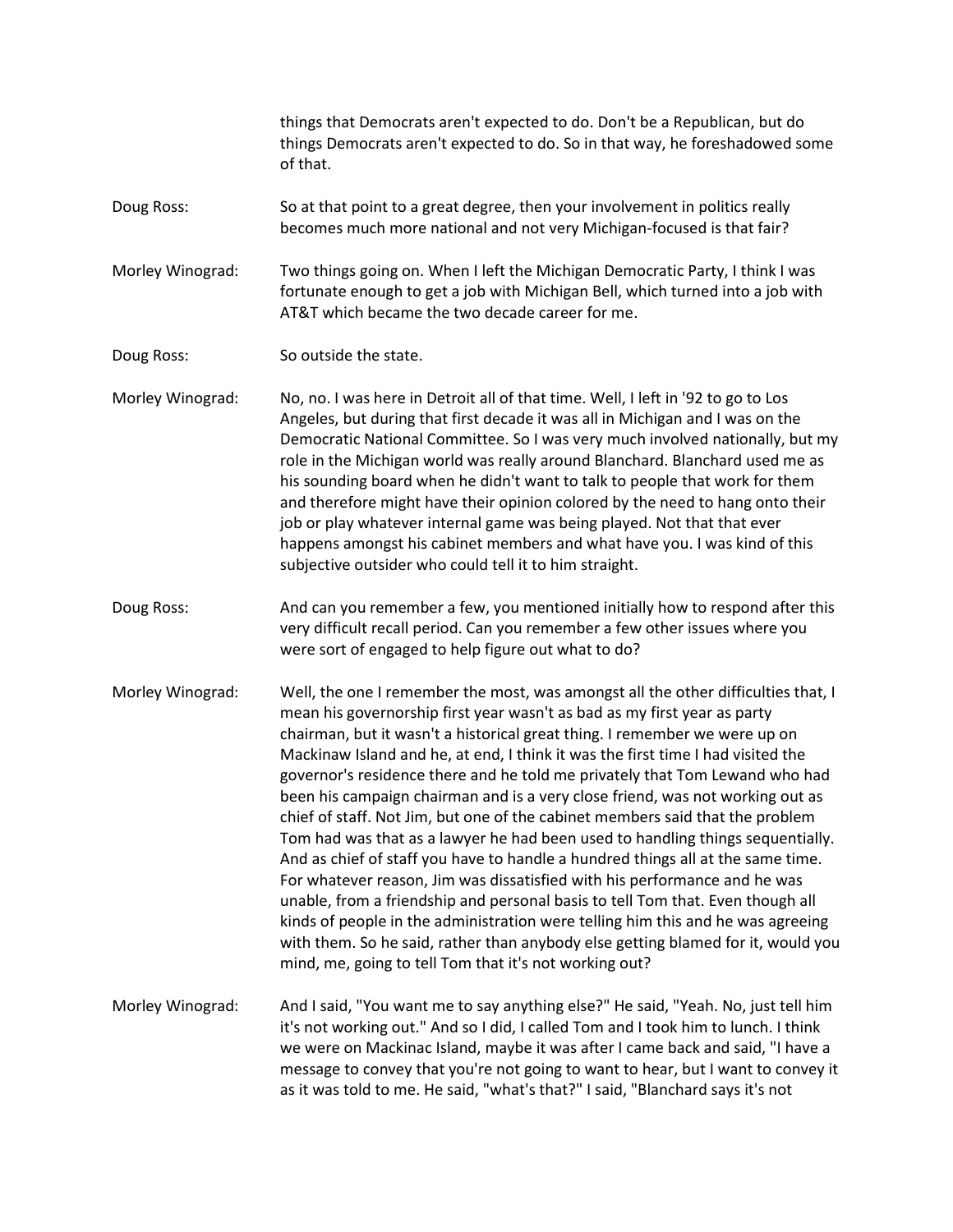things that Democrats aren't expected to do. Don't be a Republican, but do things Democrats aren't expected to do. So in that way, he foreshadowed some of that.

**Doug Ross:** So at that point to a great degree, then your involvement in politics really becomes much more national and not very Michigan-focused is that fair?

**Morley Winograd:** Two things going on. When I left the Michigan Democratic Party, I think I was fortunate enough to get a job with Michigan Bell, which turned into a job with AT&T which became the two decade career for me.

**Doug Ross:** So outside the state.

**Morley Winograd:** No, no. I was here in Detroit all of that time. Well, I left in '92 to go to Los Angeles, but during that first decade it was all in Michigan and I was on the Democratic National Committee. So I was very much involved nationally, but my role in the Michigan world was really around Blanchard. Blanchard used me as his sounding board when he didn't want to talk to people that work for them and therefore might have their opinion colored by the need to hang onto their job or play whatever internal game was being played. Not that that ever happens amongst his cabinet members and what have you. I was kind of this subjective outsider who could tell it to him straight.

**Doug Ross:** And can you remember a few, you mentioned initially how to respond after this very difficult recall period. Can you remember a few other issues where you were sort of engaged to help figure out what to do?

**Morley Winograd:** Well, the one I remember the most, was amongst all the other difficulties that, I mean his governorship first year wasn't as bad as my first year as party chairman, but it wasn't a historical great thing. I remember we were up on Mackinaw Island and he, at end, I think it was the first time I had visited the governor's residence there and he told me privately that Tom Lewand who had been his campaign chairman and is a very close friend, was not working out as chief of staff. Not Jim, but one of the cabinet members said that the problem Tom had was that as a lawyer he had been used to handling things sequentially. And as chief of staff you have to handle a hundred things all at the same time. For whatever reason, Jim was dissatisfied with his performance and he was unable, from a friendship and personal basis to tell Tom that. Even though all kinds of people in the administration were telling him this and he was agreeing with them. So he said, rather than anybody else getting blamed for it, would you mind, me, going to tell Tom that it's not working out?

**Morley Winograd:** And I said, "You want me to say anything else?" He said, "Yeah. No, just tell him it's not working out." And so I did, I called Tom and I took him to lunch. I think we were on Mackinac Island, maybe it was after I came back and said, "I have a message to convey that you're not going to want to hear, but I want to convey it as it was told to me. He said, "what's that?" I said, "Blanchard says it's not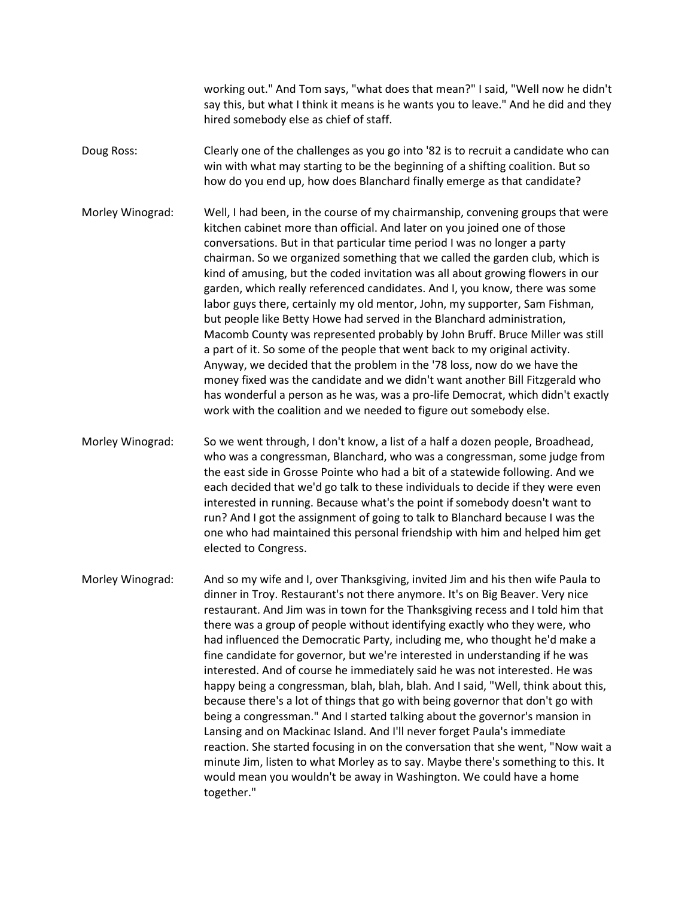working out." And Tom says, "what does that mean?" I said, "Well now he didn't say this, but what I think it means is he wants you to leave." And he did and they hired somebody else as chief of staff.

Doug Ross: Clearly one of the challenges as you go into '82 is to recruit a candidate who can win with what may starting to be the beginning of a shifting coalition. But so how do you end up, how does Blanchard finally emerge as that candidate?

Morley Winograd: Well, I had been, in the course of my chairmanship, convening groups that were kitchen cabinet more than official. And later on you joined one of those conversations. But in that particular time period I was no longer a party chairman. So we organized something that we called the garden club, which is kind of amusing, but the coded invitation was all about growing flowers in our garden, which really referenced candidates. And I, you know, there was some labor guys there, certainly my old mentor, John, my supporter, Sam Fishman, but people like Betty Howe had served in the Blanchard administration, Macomb County was represented probably by John Bruff. Bruce Miller was still a part of it. So some of the people that went back to my original activity. Anyway, we decided that the problem in the '78 loss, now do we have the money fixed was the candidate and we didn't want another Bill Fitzgerald who has wonderful a person as he was, was a pro-life Democrat, which didn't exactly work with the coalition and we needed to figure out somebody else.

Morley Winograd: So we went through, I don't know, a list of a half a dozen people, Broadhead, who was a congressman, Blanchard, who was a congressman, some judge from the east side in Grosse Pointe who had a bit of a statewide following. And we each decided that we'd go talk to these individuals to decide if they were even interested in running. Because what's the point if somebody doesn't want to run? And I got the assignment of going to talk to Blanchard because I was the one who had maintained this personal friendship with him and helped him get elected to Congress.

Morley Winograd: And so my wife and I, over Thanksgiving, invited Jim and his then wife Paula to dinner in Troy. Restaurant's not there anymore. It's on Big Beaver. Very nice restaurant. And Jim was in town for the Thanksgiving recess and I told him that there was a group of people without identifying exactly who they were, who had influenced the Democratic Party, including me, who thought he'd make a fine candidate for governor, but we're interested in understanding if he was interested. And of course he immediately said he was not interested. He was happy being a congressman, blah, blah, blah. And I said, "Well, think about this, because there's a lot of things that go with being governor that don't go with being a congressman." And I started talking about the governor's mansion in Lansing and on Mackinac Island. And I'll never forget Paula's immediate reaction. She started focusing in on the conversation that she went, "Now wait a minute Jim, listen to what Morley as to say. Maybe there's something to this. It would mean you wouldn't be away in Washington. We could have a home together."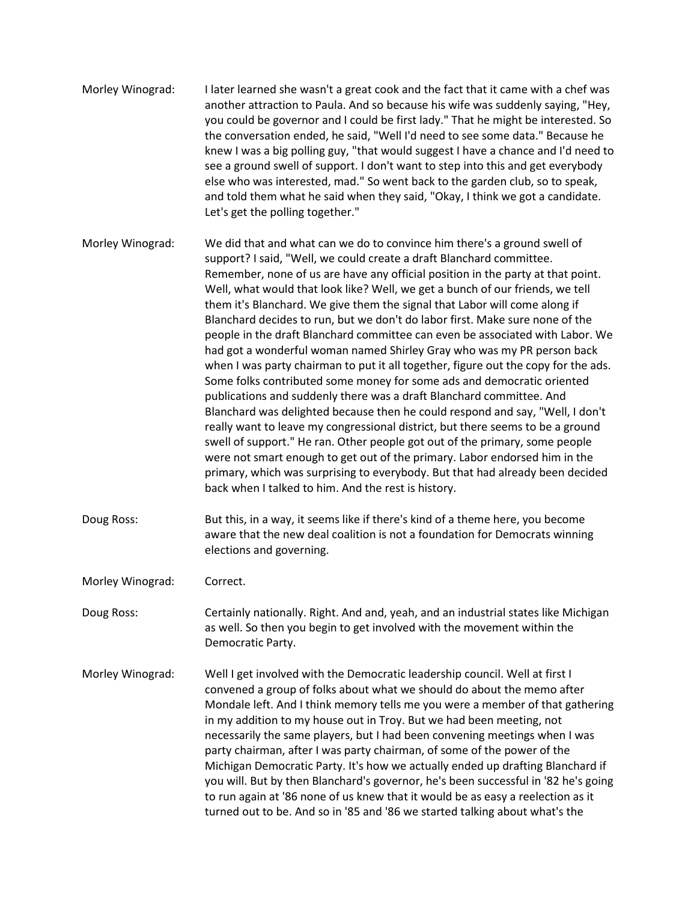Morley Winograd: I later learned she wasn't a great cook and the fact that it came with a chef was another attraction to Paula. And so because his wife was suddenly saying, "Hey, you could be governor and I could be first lady." That he might be interested. So the conversation ended, he said, "Well I'd need to see some data." Because he knew I was a big polling guy, "that would suggest I have a chance and I'd need to see a ground swell of support. I don't want to step into this and get everybody else who was interested, mad." So went back to the garden club, so to speak, and told them what he said when they said, "Okay, I think we got a candidate. Let's get the polling together."

Morley Winograd: We did that and what can we do to convince him there's a ground swell of support? I said, "Well, we could create a draft Blanchard committee. Remember, none of us are have any official position in the party at that point. Well, what would that look like? Well, we get a bunch of our friends, we tell them it's Blanchard. We give them the signal that Labor will come along if Blanchard decides to run, but we don't do labor first. Make sure none of the people in the draft Blanchard committee can even be associated with Labor. We had got a wonderful woman named Shirley Gray who was my PR person back when I was party chairman to put it all together, figure out the copy for the ads. Some folks contributed some money for some ads and democratic oriented publications and suddenly there was a draft Blanchard committee. And Blanchard was delighted because then he could respond and say, "Well, I don't really want to leave my congressional district, but there seems to be a ground swell of support." He ran. Other people got out of the primary, some people were not smart enough to get out of the primary. Labor endorsed him in the primary, which was surprising to everybody. But that had already been decided back when I talked to him. And the rest is history.

Doug Ross: But this, in a way, it seems like if there's kind of a theme here, you become aware that the new deal coalition is not a foundation for Democrats winning elections and governing.

Morley Winograd: Correct.

Doug Ross: Certainly nationally. Right. And and, yeah, and an industrial states like Michigan as well. So then you begin to get involved with the movement within the Democratic Party.

Morley Winograd: Well I get involved with the Democratic leadership council. Well at first I convened a group of folks about what we should do about the memo after Mondale left. And I think memory tells me you were a member of that gathering in my addition to my house out in Troy. But we had been meeting, not necessarily the same players, but I had been convening meetings when I was party chairman, after I was party chairman, of some of the power of the Michigan Democratic Party. It's how we actually ended up drafting Blanchard if you will. But by then Blanchard's governor, he's been successful in '82 he's going to run again at '86 none of us knew that it would be as easy a reelection as it turned out to be. And so in '85 and '86 we started talking about what's the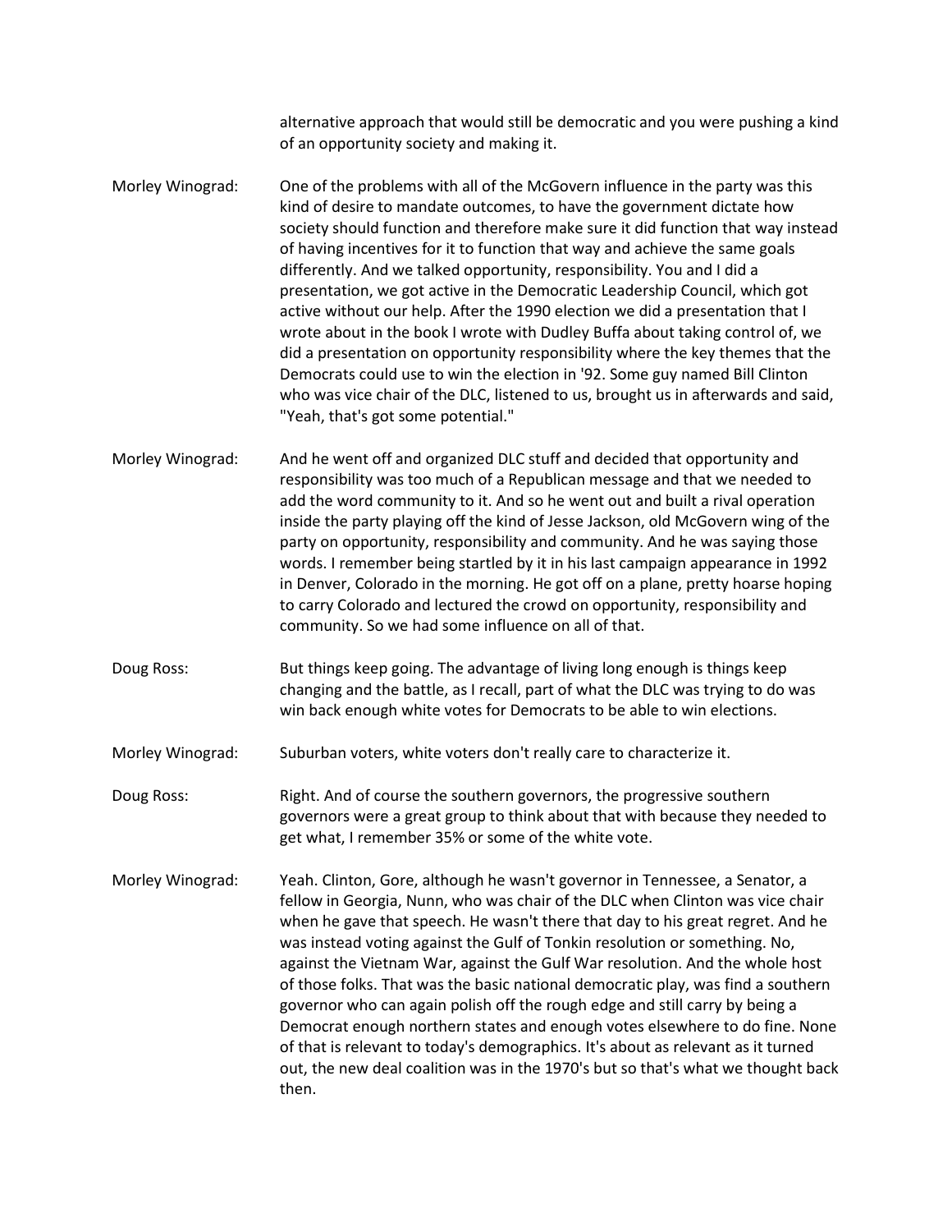alternative approach that would still be democratic and you were pushing a kind of an opportunity society and making it.

**Morley Winograd:** One of the problems with all of the McGovern influence in the party was this kind of desire to mandate outcomes, to have the government dictate how society should function and therefore make sure it did function that way instead of having incentives for it to function that way and achieve the same goals differently. And we talked opportunity, responsibility. You and I did a presentation, we got active in the Democratic Leadership Council, which got active without our help. After the 1990 election we did a presentation that I wrote about in the book I wrote with Dudley Buffa about taking control of, we did a presentation on opportunity responsibility where the key themes that the Democrats could use to win the election in '92. Some guy named Bill Clinton who was vice chair of the DLC, listened to us, brought us in afterwards and said, "Yeah, that's got some potential."

**Morley Winograd:** And he went off and organized DLC stuff and decided that opportunity and responsibility was too much of a Republican message and that we needed to add the word community to it. And so he went out and built a rival operation inside the party playing off the kind of Jesse Jackson, old McGovern wing of the party on opportunity, responsibility and community. And he was saying those words. I remember being startled by it in his last campaign appearance in 1992 in Denver, Colorado in the morning. He got off on a plane, pretty hoarse hoping to carry Colorado and lectured the crowd on opportunity, responsibility and community. So we had some influence on all of that.

**Doug Ross:** But things keep going. The advantage of living long enough is things keep changing and the battle, as I recall, part of what the DLC was trying to do was win back enough white votes for Democrats to be able to win elections.

**Morley Winograd:** Suburban voters, white voters don't really care to characterize it.

**Doug Ross:** Right. And of course the southern governors, the progressive southern governors were a great group to think about that with because they needed to get what, I remember 35% or some of the white vote.

**Morley Winograd:** Yeah. Clinton, Gore, although he wasn't governor in Tennessee, a Senator, a fellow in Georgia, Nunn, who was chair of the DLC when Clinton was vice chair when he gave that speech. He wasn't there that day to his great regret. And he was instead voting against the Gulf of Tonkin resolution or something. No, against the Vietnam War, against the Gulf War resolution. And the whole host of those folks. That was the basic national democratic play, was find a southern governor who can again polish off the rough edge and still carry by being a Democrat enough northern states and enough votes elsewhere to do fine. None of that is relevant to today's demographics. It's about as relevant as it turned out, the new deal coalition was in the 1970's but so that's what we thought back then.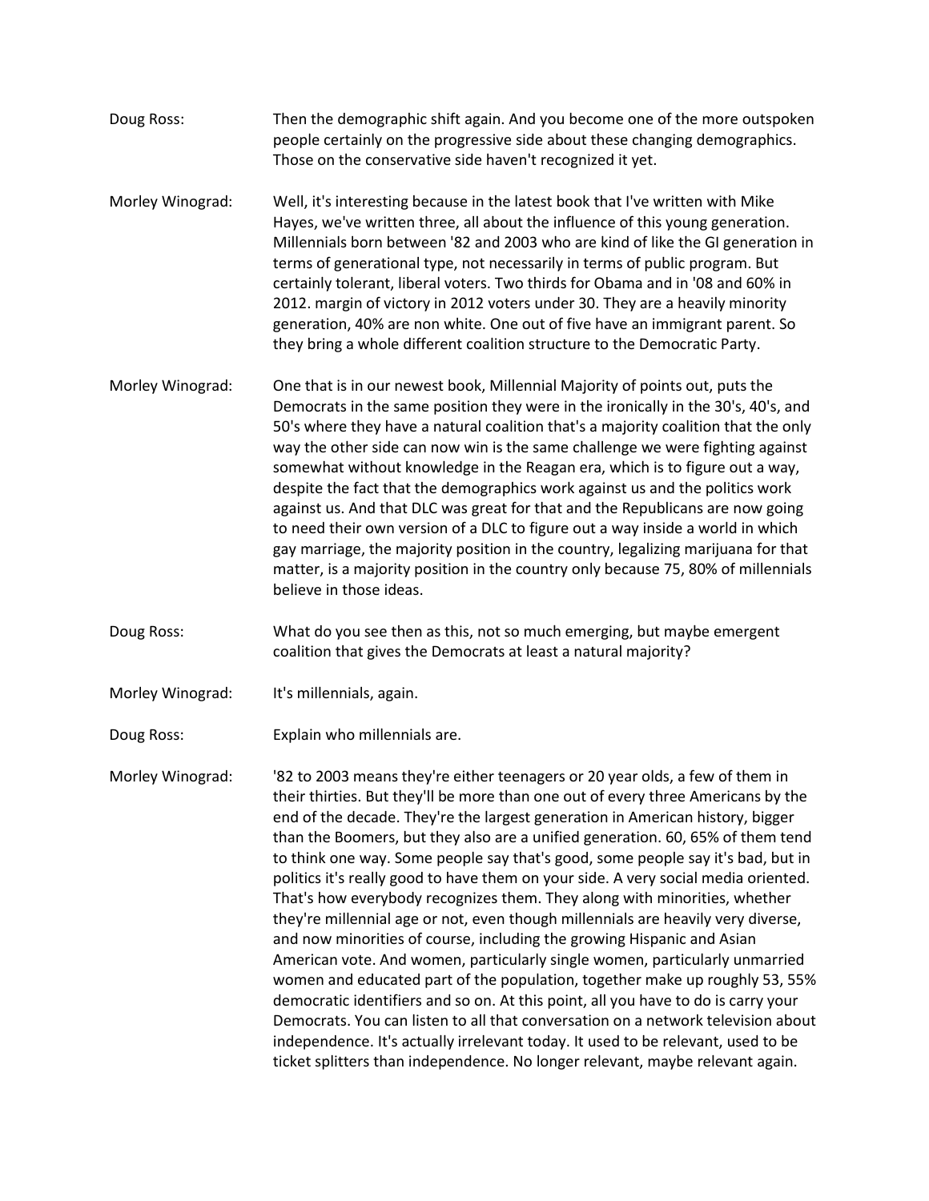Doug Ross: Then the demographic shift again. And you become one of the more outspoken people certainly on the progressive side about these changing demographics. Those on the conservative side haven't recognized it yet.

Morley Winograd: Well, it's interesting because in the latest book that I've written with Mike Hayes, we've written three, all about the influence of this young generation. Millennials born between '82 and 2003 who are kind of like the GI generation in terms of generational type, not necessarily in terms of public program. But certainly tolerant, liberal voters. Two thirds for Obama and in '08 and 60% in 2012. margin of victory in 2012 voters under 30. They are a heavily minority generation, 40% are non white. One out of five have an immigrant parent. So they bring a whole different coalition structure to the Democratic Party.

Morley Winograd: One that is in our newest book, Millennial Majority of points out, puts the Democrats in the same position they were in the ironically in the 30's, 40's, and 50's where they have a natural coalition that's a majority coalition that the only way the other side can now win is the same challenge we were fighting against somewhat without knowledge in the Reagan era, which is to figure out a way, despite the fact that the demographics work against us and the politics work against us. And that DLC was great for that and the Republicans are now going to need their own version of a DLC to figure out a way inside a world in which gay marriage, the majority position in the country, legalizing marijuana for that matter, is a majority position in the country only because 75, 80% of millennials believe in those ideas.

Doug Ross: What do you see then as this, not so much emerging, but maybe emergent coalition that gives the Democrats at least a natural majority?

Morley Winograd: It's millennials, again.

Doug Ross: Explain who millennials are.

Morley Winograd: '82 to 2003 means they're either teenagers or 20 year olds, a few of them in their thirties. But they'll be more than one out of every three Americans by the end of the decade. They're the largest generation in American history, bigger than the Boomers, but they also are a unified generation. 60, 65% of them tend to think one way. Some people say that's good, some people say it's bad, but in politics it's really good to have them on your side. A very social media oriented. That's how everybody recognizes them. They along with minorities, whether they're millennial age or not, even though millennials are heavily very diverse, and now minorities of course, including the growing Hispanic and Asian American vote. And women, particularly single women, particularly unmarried women and educated part of the population, together make up roughly 53, 55% democratic identifiers and so on. At this point, all you have to do is carry your Democrats. You can listen to all that conversation on a network television about independence. It's actually irrelevant today. It used to be relevant, used to be ticket splitters than independence. No longer relevant, maybe relevant again.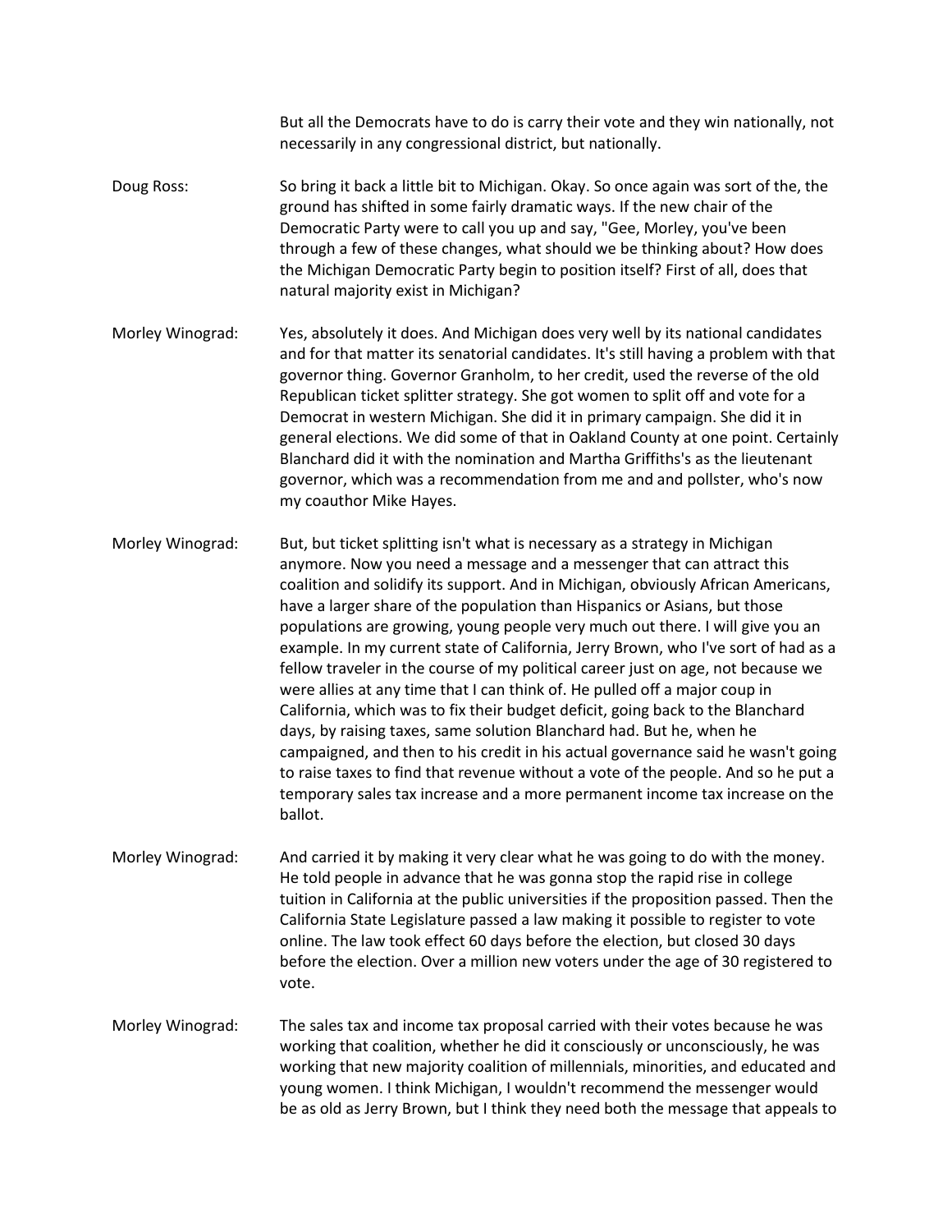But all the Democrats have to do is carry their vote and they win nationally, not necessarily in any congressional district, but nationally.

Doug Ross: So bring it back a little bit to Michigan. Okay. So once again was sort of the, the ground has shifted in some fairly dramatic ways. If the new chair of the Democratic Party were to call you up and say, "Gee, Morley, you've been through a few of these changes, what should we be thinking about? How does the Michigan Democratic Party begin to position itself? First of all, does that natural majority exist in Michigan?

Morley Winograd: Yes, absolutely it does. And Michigan does very well by its national candidates and for that matter its senatorial candidates. It's still having a problem with that governor thing. Governor Granholm, to her credit, used the reverse of the old Republican ticket splitter strategy. She got women to split off and vote for a Democrat in western Michigan. She did it in primary campaign. She did it in general elections. We did some of that in Oakland County at one point. Certainly Blanchard did it with the nomination and Martha Griffiths's as the lieutenant governor, which was a recommendation from me and and pollster, who's now my coauthor Mike Hayes.

Morley Winograd: But, but ticket splitting isn't what is necessary as a strategy in Michigan anymore. Now you need a message and a messenger that can attract this coalition and solidify its support. And in Michigan, obviously African Americans, have a larger share of the population than Hispanics or Asians, but those populations are growing, young people very much out there. I will give you an example. In my current state of California, Jerry Brown, who I've sort of had as a fellow traveler in the course of my political career just on age, not because we were allies at any time that I can think of. He pulled off a major coup in California, which was to fix their budget deficit, going back to the Blanchard days, by raising taxes, same solution Blanchard had. But he, when he campaigned, and then to his credit in his actual governance said he wasn't going to raise taxes to find that revenue without a vote of the people. And so he put a temporary sales tax increase and a more permanent income tax increase on the ballot.

Morley Winograd: And carried it by making it very clear what he was going to do with the money. He told people in advance that he was gonna stop the rapid rise in college tuition in California at the public universities if the proposition passed. Then the California State Legislature passed a law making it possible to register to vote online. The law took effect 60 days before the election, but closed 30 days before the election. Over a million new voters under the age of 30 registered to vote.

Morley Winograd: The sales tax and income tax proposal carried with their votes because he was working that coalition, whether he did it consciously or unconsciously, he was working that new majority coalition of millennials, minorities, and educated and young women. I think Michigan, I wouldn't recommend the messenger would be as old as Jerry Brown, but I think they need both the message that appeals to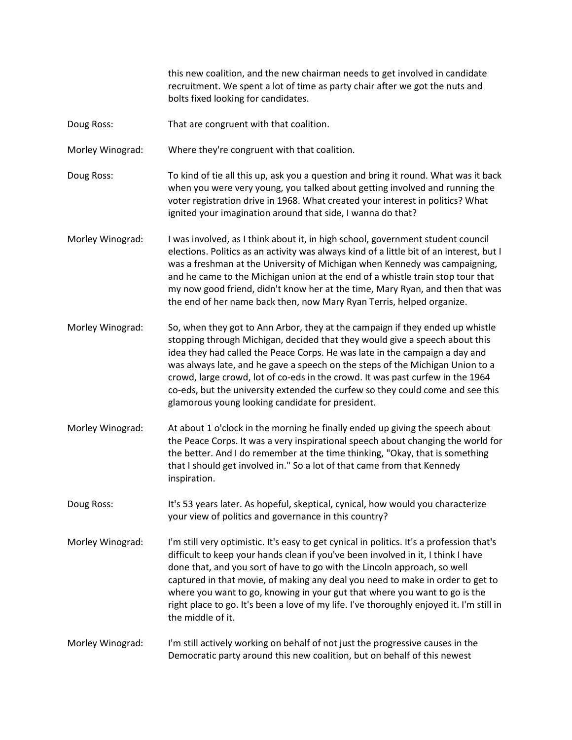this new coalition, and the new chairman needs to get involved in candidate recruitment. We spent a lot of time as party chair after we got the nuts and bolts fixed looking for candidates.

Doug Ross: That are congruent with that coalition.

Morley Winograd: Where they're congruent with that coalition.

Doug Ross: To kind of tie all this up, ask you a question and bring it round. What was it back when you were very young, you talked about getting involved and running the voter registration drive in 1968. What created your interest in politics? What ignited your imagination around that side, I wanna do that?

Morley Winograd: I was involved, as I think about it, in high school, government student council elections. Politics as an activity was always kind of a little bit of an interest, but I was a freshman at the University of Michigan when Kennedy was campaigning, and he came to the Michigan union at the end of a whistle train stop tour that my now good friend, didn't know her at the time, Mary Ryan, and then that was the end of her name back then, now Mary Ryan Terris, helped organize.

Morley Winograd: So, when they got to Ann Arbor, they at the campaign if they ended up whistle stopping through Michigan, decided that they would give a speech about this idea they had called the Peace Corps. He was late in the campaign a day and was always late, and he gave a speech on the steps of the Michigan Union to a crowd, large crowd, lot of co-eds in the crowd. It was past curfew in the 1964 co-eds, but the university extended the curfew so they could come and see this glamorous young looking candidate for president.

Morley Winograd: At about 1 o'clock in the morning he finally ended up giving the speech about the Peace Corps. It was a very inspirational speech about changing the world for the better. And I do remember at the time thinking, "Okay, that is something that I should get involved in." So a lot of that came from that Kennedy inspiration.

Doug Ross: It's 53 years later. As hopeful, skeptical, cynical, how would you characterize your view of politics and governance in this country?

Morley Winograd: I'm still very optimistic. It's easy to get cynical in politics. It's a profession that's difficult to keep your hands clean if you've been involved in it, I think I have done that, and you sort of have to go with the Lincoln approach, so well captured in that movie, of making any deal you need to make in order to get to where you want to go, knowing in your gut that where you want to go is the right place to go. It's been a love of my life. I've thoroughly enjoyed it. I'm still in the middle of it.

Morley Winograd: I'm still actively working on behalf of not just the progressive causes in the Democratic party around this new coalition, but on behalf of this newest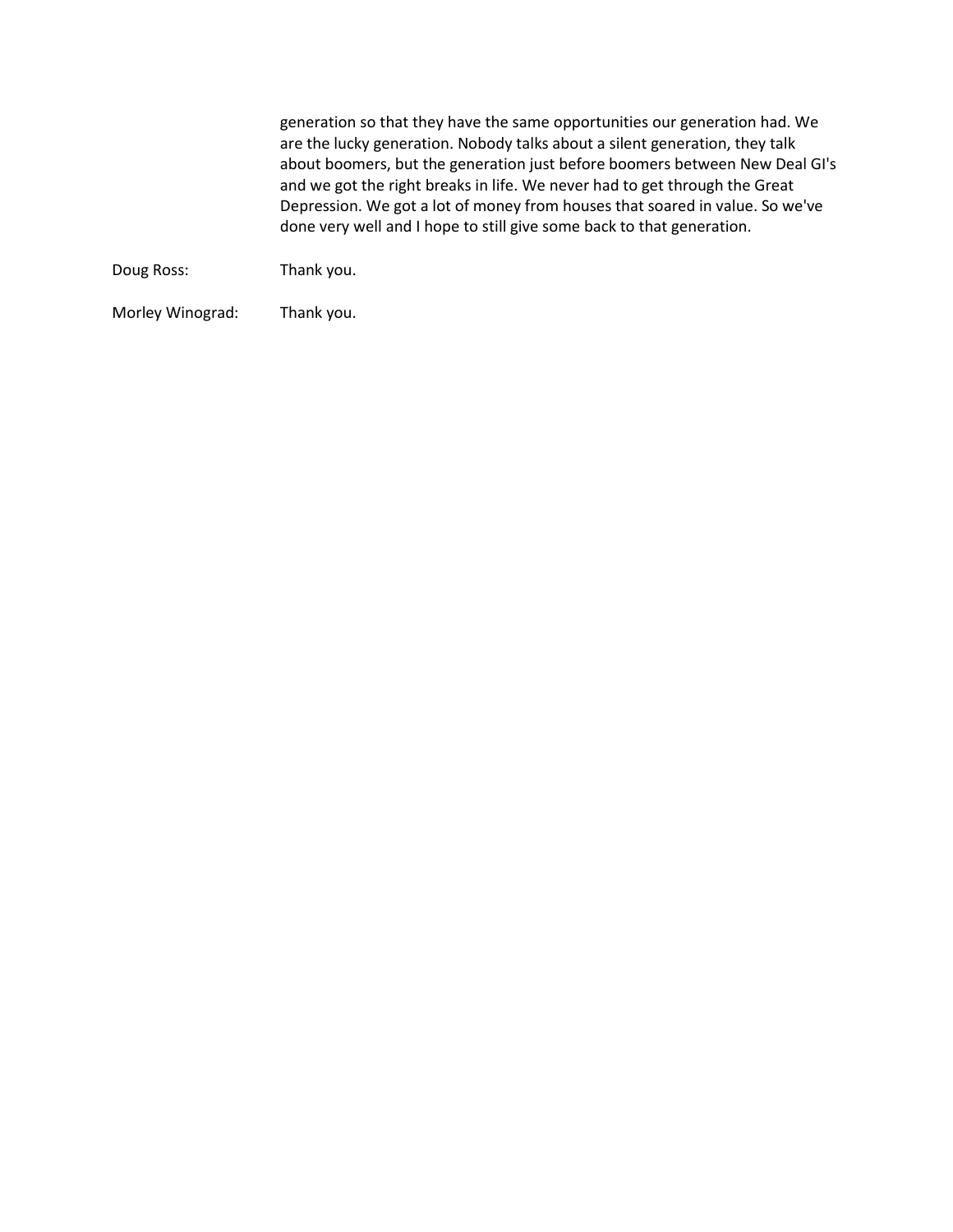generation so that they have the same opportunities our generation had. We are the lucky generation. Nobody talks about a silent generation, they talk about boomers, but the generation just before boomers between New Deal GI's and we got the right breaks in life. We never had to get through the Great Depression. We got a lot of money from houses that soared in value. So we've done very well and I hope to still give some back to that generation.

Doug Ross: Thank you.

Morley Winograd: Thank you.